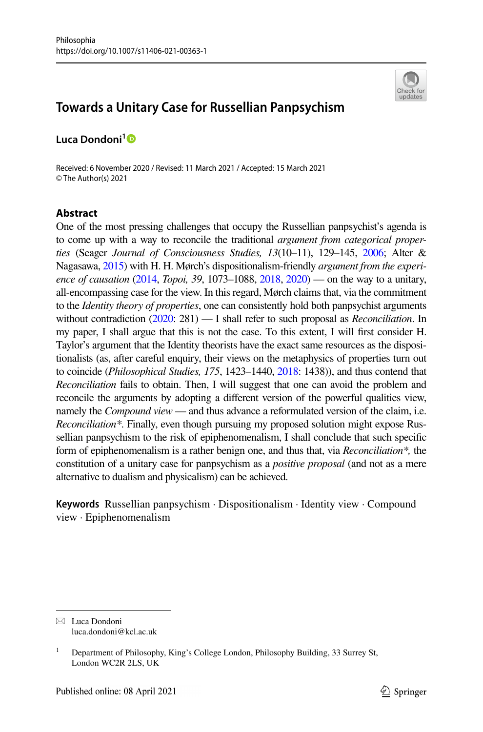# Towards a Unitary Case for Russellian Panpsychism

**Luca Dondoni**[1]

Received: 6 November 2020 / Revised: 11 March 2021 / Accepted: 15 March 2021
© The Author(s) 2021

## Abstract

One of the most pressing challenges that occupy the Russellian panpsychist's agenda is to come up with a way to reconcile the traditional *argument from categorical properties* (Seager *Journal of Consciousness Studies, 13*(10–11), 129–145, 2006; Alter & Nagasawa, 2015) with H. H. Mørch's dispositionalism-friendly *argument from the experience of causation* (2014, *Topoi, 39*, 1073–1088, 2018, 2020) — on the way to a unitary, all-encompassing case for the view. In this regard, Mørch claims that, via the commitment to the *Identity theory of properties*, one can consistently hold both panpsychist arguments without contradiction (2020: 281) — I shall refer to such proposal as *Reconciliation*. In my paper, I shall argue that this is not the case. To this extent, I will first consider H. Taylor's argument that the Identity theorists have the exact same resources as the dispositionalists (as, after careful enquiry, their views on the metaphysics of properties turn out to coincide (*Philosophical Studies, 175*, 1423–1440, 2018: 1438)), and thus contend that *Reconciliation* fails to obtain. Then, I will suggest that one can avoid the problem and reconcile the arguments by adopting a different version of the powerful qualities view, namely the *Compound view* — and thus advance a reformulated version of the claim, i.e. *Reconciliation\**. Finally, even though pursuing my proposed solution might expose Russellian panpsychism to the risk of epiphenomenalism, I shall conclude that such specific form of epiphenomenalism is a rather benign one, and thus that, via *Reconciliation\**, the constitution of a unitary case for panpsychism as a *positive proposal* (and not as a mere alternative to dualism and physicalism) can be achieved.

**Keywords** Russellian panpsychism · Dispositionalism · Identity view · Compound view · Epiphenomenalism

---

✉ Luca Dondoni
luca.dondoni@kcl.ac.uk

[1] Department of Philosophy, King's College London, Philosophy Building, 33 Surrey St, London WC2R 2LS, UK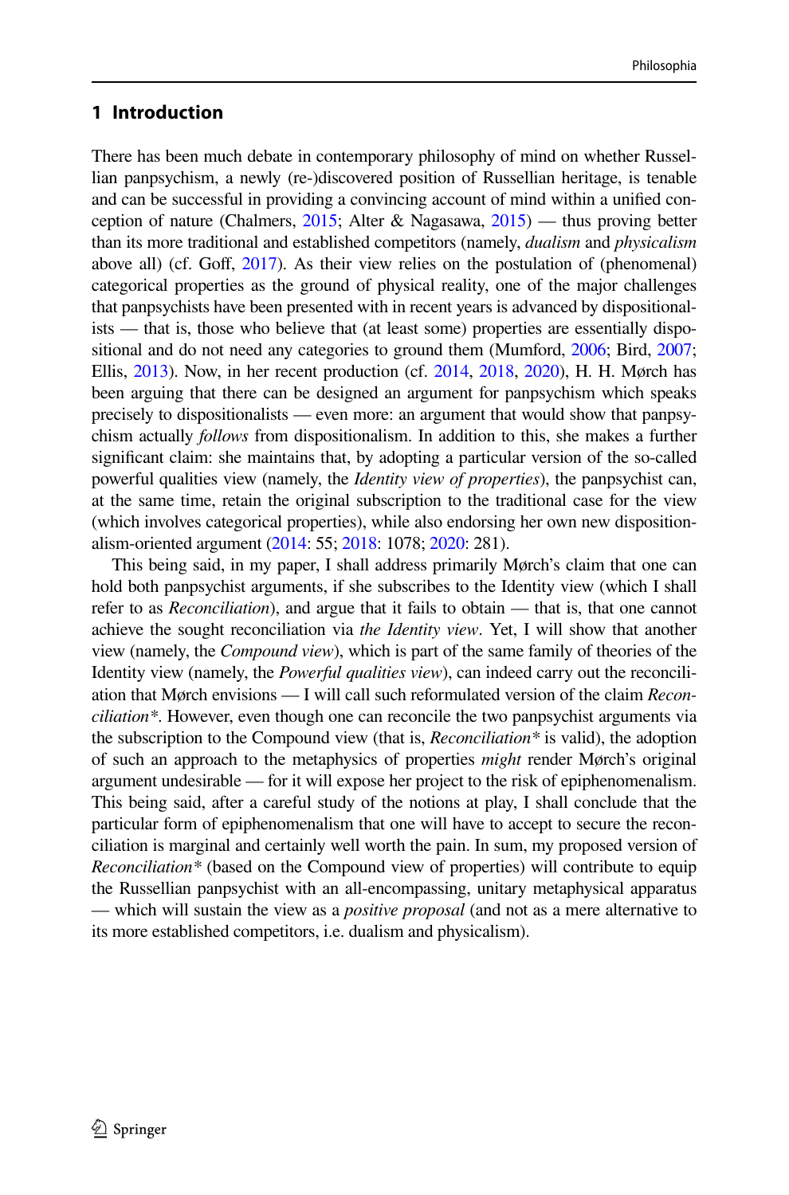## 1 Introduction

There has been much debate in contemporary philosophy of mind on whether Russellian panpsychism, a newly (re-)discovered position of Russellian heritage, is tenable and can be successful in providing a convincing account of mind within a unified conception of nature (Chalmers, 2015; Alter & Nagasawa, 2015) — thus proving better than its more traditional and established competitors (namely, *dualism* and *physicalism* above all) (cf. Goff, 2017). As their view relies on the postulation of (phenomenal) categorical properties as the ground of physical reality, one of the major challenges that panpsychists have been presented with in recent years is advanced by dispositionalists — that is, those who believe that (at least some) properties are essentially dispositional and do not need any categories to ground them (Mumford, 2006; Bird, 2007; Ellis, 2013). Now, in her recent production (cf. 2014, 2018, 2020), H. H. Mørch has been arguing that there can be designed an argument for panpsychism which speaks precisely to dispositionalists — even more: an argument that would show that panpsychism actually *follows* from dispositionalism. In addition to this, she makes a further significant claim: she maintains that, by adopting a particular version of the so-called powerful qualities view (namely, the *Identity view of properties*), the panpsychist can, at the same time, retain the original subscription to the traditional case for the view (which involves categorical properties), while also endorsing her own new dispositionalism-oriented argument (2014: 55; 2018: 1078; 2020: 281).

This being said, in my paper, I shall address primarily Mørch's claim that one can hold both panpsychist arguments, if she subscribes to the Identity view (which I shall refer to as *Reconciliation*), and argue that it fails to obtain — that is, that one cannot achieve the sought reconciliation via *the Identity view*. Yet, I will show that another view (namely, the *Compound view*), which is part of the same family of theories of the Identity view (namely, the *Powerful qualities view*), can indeed carry out the reconciliation that Mørch envisions — I will call such reformulated version of the claim *Reconciliation\**. However, even though one can reconcile the two panpsychist arguments via the subscription to the Compound view (that is, *Reconciliation\** is valid), the adoption of such an approach to the metaphysics of properties *might* render Mørch's original argument undesirable — for it will expose her project to the risk of epiphenomenalism. This being said, after a careful study of the notions at play, I shall conclude that the particular form of epiphenomenalism that one will have to accept to secure the reconciliation is marginal and certainly well worth the pain. In sum, my proposed version of *Reconciliation\** (based on the Compound view of properties) will contribute to equip the Russellian panpsychist with an all-encompassing, unitary metaphysical apparatus — which will sustain the view as a *positive proposal* (and not as a mere alternative to its more established competitors, i.e. dualism and physicalism).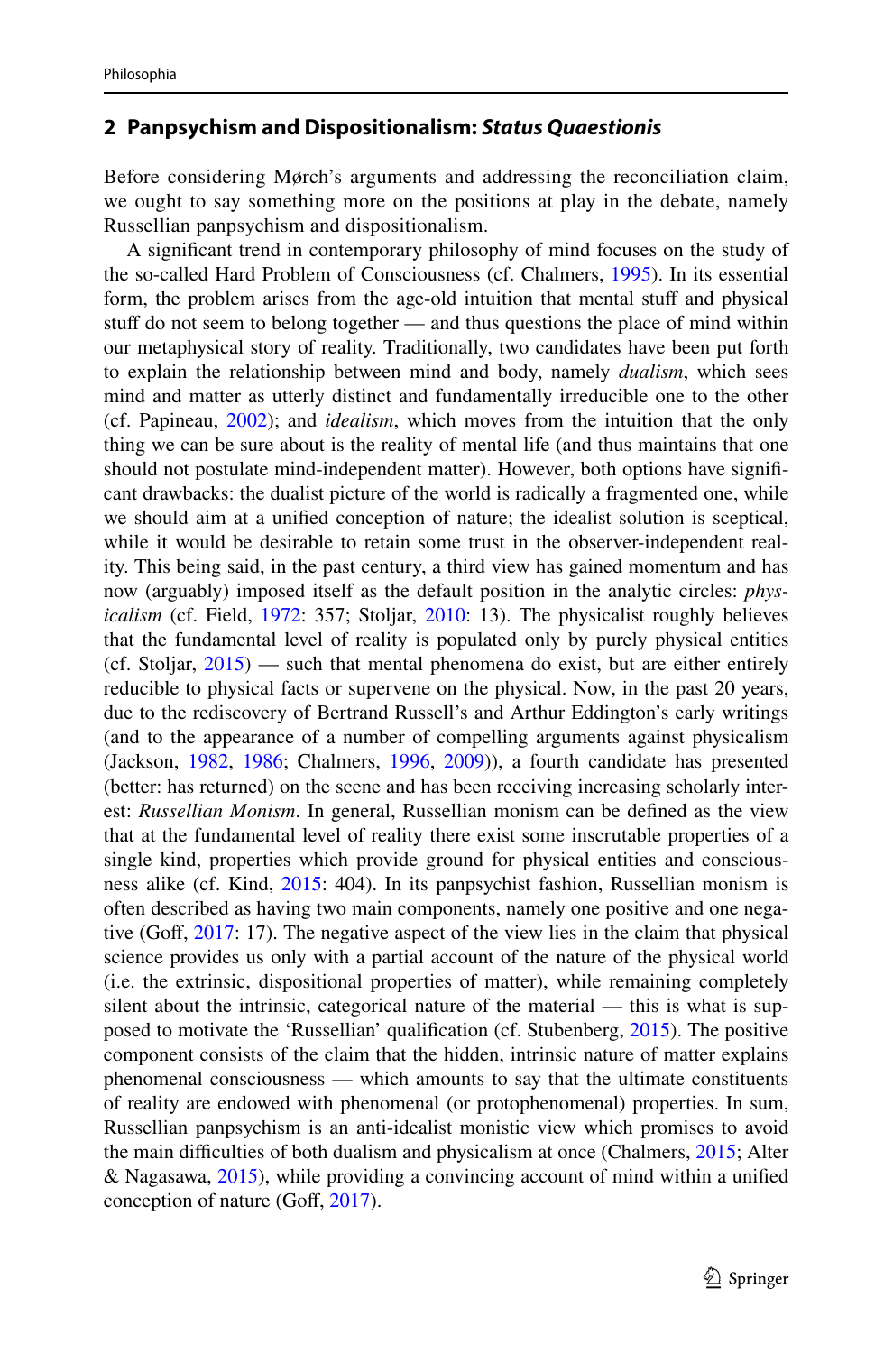## 2 Panpsychism and Dispositionalism: *Status Quaestionis*

Before considering Mørch's arguments and addressing the reconciliation claim, we ought to say something more on the positions at play in the debate, namely Russellian panpsychism and dispositionalism.

A significant trend in contemporary philosophy of mind focuses on the study of the so-called Hard Problem of Consciousness (cf. Chalmers, 1995). In its essential form, the problem arises from the age-old intuition that mental stuff and physical stuff do not seem to belong together — and thus questions the place of mind within our metaphysical story of reality. Traditionally, two candidates have been put forth to explain the relationship between mind and body, namely *dualism*, which sees mind and matter as utterly distinct and fundamentally irreducible one to the other (cf. Papineau, 2002); and *idealism*, which moves from the intuition that the only thing we can be sure about is the reality of mental life (and thus maintains that one should not postulate mind-independent matter). However, both options have significant drawbacks: the dualist picture of the world is radically a fragmented one, while we should aim at a unified conception of nature; the idealist solution is sceptical, while it would be desirable to retain some trust in the observer-independent reality. This being said, in the past century, a third view has gained momentum and has now (arguably) imposed itself as the default position in the analytic circles: *physicalism* (cf. Field, 1972: 357; Stoljar, 2010: 13). The physicalist roughly believes that the fundamental level of reality is populated only by purely physical entities (cf. Stoljar, 2015) — such that mental phenomena do exist, but are either entirely reducible to physical facts or supervene on the physical. Now, in the past 20 years, due to the rediscovery of Bertrand Russell's and Arthur Eddington's early writings (and to the appearance of a number of compelling arguments against physicalism (Jackson, 1982, 1986; Chalmers, 1996, 2009)), a fourth candidate has presented (better: has returned) on the scene and has been receiving increasing scholarly interest: *Russellian Monism*. In general, Russellian monism can be defined as the view that at the fundamental level of reality there exist some inscrutable properties of a single kind, properties which provide ground for physical entities and consciousness alike (cf. Kind, 2015: 404). In its panpsychist fashion, Russellian monism is often described as having two main components, namely one positive and one negative (Goff, 2017: 17). The negative aspect of the view lies in the claim that physical science provides us only with a partial account of the nature of the physical world (i.e. the extrinsic, dispositional properties of matter), while remaining completely silent about the intrinsic, categorical nature of the material — this is what is supposed to motivate the 'Russellian' qualification (cf. Stubenberg, 2015). The positive component consists of the claim that the hidden, intrinsic nature of matter explains phenomenal consciousness — which amounts to say that the ultimate constituents of reality are endowed with phenomenal (or protophenomenal) properties. In sum, Russellian panpsychism is an anti-idealist monistic view which promises to avoid the main difficulties of both dualism and physicalism at once (Chalmers, 2015; Alter & Nagasawa, 2015), while providing a convincing account of mind within a unified conception of nature (Goff, 2017).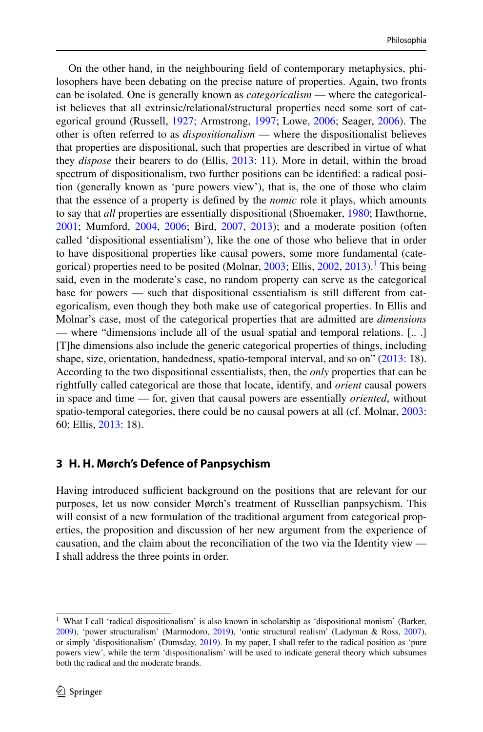On the other hand, in the neighbouring field of contemporary metaphysics, philosophers have been debating on the precise nature of properties. Again, two fronts can be isolated. One is generally known as *categoricalism* — where the categoricalist believes that all extrinsic/relational/structural properties need some sort of categorical ground (Russell, 1927; Armstrong, 1997; Lowe, 2006; Seager, 2006). The other is often referred to as *dispositionalism* — where the dispositionalist believes that properties are dispositional, such that properties are described in virtue of what they *dispose* their bearers to do (Ellis, 2013: 11). More in detail, within the broad spectrum of dispositionalism, two further positions can be identified: a radical position (generally known as 'pure powers view'), that is, the one of those who claim that the essence of a property is defined by the *nomic* role it plays, which amounts to say that *all* properties are essentially dispositional (Shoemaker, 1980; Hawthorne, 2001; Mumford, 2004, 2006; Bird, 2007, 2013); and a moderate position (often called 'dispositional essentialism'), like the one of those who believe that in order to have dispositional properties like causal powers, some more fundamental (categorical) properties need to be posited (Molnar, 2003; Ellis, 2002, 2013).[1] This being said, even in the moderate's case, no random property can serve as the categorical base for powers — such that dispositional essentialism is still different from categoricalism, even though they both make use of categorical properties. In Ellis and Molnar's case, most of the categorical properties that are admitted are *dimensions* — where "dimensions include all of the usual spatial and temporal relations. [.. .] [T]he dimensions also include the generic categorical properties of things, including shape, size, orientation, handedness, spatio-temporal interval, and so on" (2013: 18). According to the two dispositional essentialists, then, the *only* properties that can be rightfully called categorical are those that locate, identify, and *orient* causal powers in space and time — for, given that causal powers are essentially *oriented*, without spatio-temporal categories, there could be no causal powers at all (cf. Molnar, 2003: 60; Ellis, 2013: 18).

## 3 H. H. Mørch's Defence of Panpsychism

Having introduced sufficient background on the positions that are relevant for our purposes, let us now consider Mørch's treatment of Russellian panpsychism. This will consist of a new formulation of the traditional argument from categorical properties, the proposition and discussion of her new argument from the experience of causation, and the claim about the reconciliation of the two via the Identity view — I shall address the three points in order.

[1] What I call 'radical dispositionalism' is also known in scholarship as 'dispositional monism' (Barker, 2009), 'power structuralism' (Marmodoro, 2019), 'ontic structural realism' (Ladyman & Ross, 2007), or simply 'dispositionalism' (Dumsday, 2019). In my paper, I shall refer to the radical position as 'pure powers view', while the term 'dispositionalism' will be used to indicate general theory which subsumes both the radical and the moderate brands.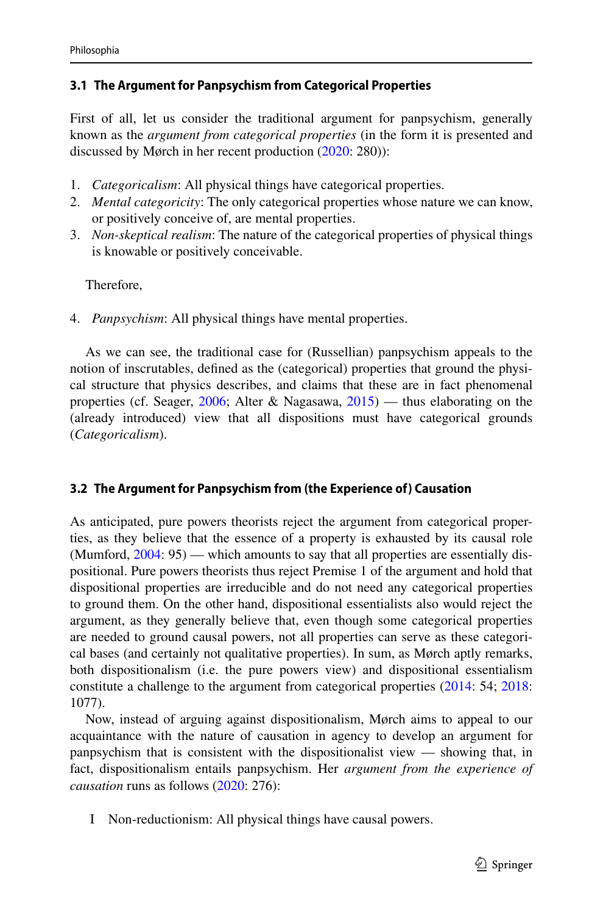### 3.1 The Argument for Panpsychism from Categorical Properties

First of all, let us consider the traditional argument for panpsychism, generally known as the *argument from categorical properties* (in the form it is presented and discussed by Mørch in her recent production (2020: 280)):

1. *Categoricalism*: All physical things have categorical properties.
2. *Mental categoricity*: The only categorical properties whose nature we can know, or positively conceive of, are mental properties.
3. *Non-skeptical realism*: The nature of the categorical properties of physical things is knowable or positively conceivable.

Therefore,

4. *Panpsychism*: All physical things have mental properties.

As we can see, the traditional case for (Russellian) panpsychism appeals to the notion of inscrutables, defined as the (categorical) properties that ground the physical structure that physics describes, and claims that these are in fact phenomenal properties (cf. Seager, 2006; Alter & Nagasawa, 2015) — thus elaborating on the (already introduced) view that all dispositions must have categorical grounds (*Categoricalism*).

### 3.2 The Argument for Panpsychism from (the Experience of) Causation

As anticipated, pure powers theorists reject the argument from categorical properties, as they believe that the essence of a property is exhausted by its causal role (Mumford, 2004: 95) — which amounts to say that all properties are essentially dispositional. Pure powers theorists thus reject Premise 1 of the argument and hold that dispositional properties are irreducible and do not need any categorical properties to ground them. On the other hand, dispositional essentialists also would reject the argument, as they generally believe that, even though some categorical properties are needed to ground causal powers, not all properties can serve as these categorical bases (and certainly not qualitative properties). In sum, as Mørch aptly remarks, both dispositionalism (i.e. the pure powers view) and dispositional essentialism constitute a challenge to the argument from categorical properties (2014: 54; 2018: 1077).

Now, instead of arguing against dispositionalism, Mørch aims to appeal to our acquaintance with the nature of causation in agency to develop an argument for panpsychism that is consistent with the dispositionalist view — showing that, in fact, dispositionalism entails panpsychism. Her *argument from the experience of causation* runs as follows (2020: 276):

I Non-reductionism: All physical things have causal powers.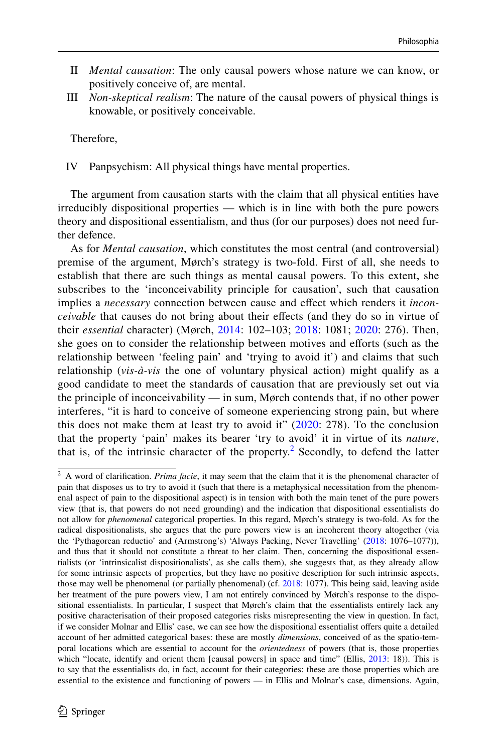II *Mental causation*: The only causal powers whose nature we can know, or positively conceive of, are mental.

III *Non-skeptical realism*: The nature of the causal powers of physical things is knowable, or positively conceivable.

Therefore,

IV Panpsychism: All physical things have mental properties.

The argument from causation starts with the claim that all physical entities have irreducibly dispositional properties — which is in line with both the pure powers theory and dispositional essentialism, and thus (for our purposes) does not need further defence.

As for *Mental causation*, which constitutes the most central (and controversial) premise of the argument, Mørch's strategy is two-fold. First of all, she needs to establish that there are such things as mental causal powers. To this extent, she subscribes to the 'inconceivability principle for causation', such that causation implies a *necessary* connection between cause and effect which renders it *inconceivable* that causes do not bring about their effects (and they do so in virtue of their *essential* character) (Mørch, 2014: 102–103; 2018: 1081; 2020: 276). Then, she goes on to consider the relationship between motives and efforts (such as the relationship between 'feeling pain' and 'trying to avoid it') and claims that such relationship (*vis-à-vis* the one of voluntary physical action) might qualify as a good candidate to meet the standards of causation that are previously set out via the principle of inconceivability — in sum, Mørch contends that, if no other power interferes, "it is hard to conceive of someone experiencing strong pain, but where this does not make them at least try to avoid it" (2020: 278). To the conclusion that the property 'pain' makes its bearer 'try to avoid' it in virtue of its *nature*, that is, of the intrinsic character of the property.[2] Secondly, to defend the latter

[2] A word of clarification. *Prima facie*, it may seem that the claim that it is the phenomenal character of pain that disposes us to try to avoid it (such that there is a metaphysical necessitation from the phenomenal aspect of pain to the dispositional aspect) is in tension with both the main tenet of the pure powers view (that is, that powers do not need grounding) and the indication that dispositional essentialists do not allow for *phenomenal* categorical properties. In this regard, Mørch's strategy is two-fold. As for the radical dispositionalists, she argues that the pure powers view is an incoherent theory altogether (via the 'Pythagorean reductio' and (Armstrong's) 'Always Packing, Never Travelling' (2018: 1076–1077)), and thus that it should not constitute a threat to her claim. Then, concerning the dispositional essentialists (or 'intrinsicalist dispositionalists', as she calls them), she suggests that, as they already allow for some intrinsic aspects of properties, but they have no positive description for such intrinsic aspects, those may well be phenomenal (or partially phenomenal) (cf. 2018: 1077). This being said, leaving aside her treatment of the pure powers view, I am not entirely convinced by Mørch's response to the dispositional essentialists. In particular, I suspect that Mørch's claim that the essentialists entirely lack any positive characterisation of their proposed categories risks misrepresenting the view in question. In fact, if we consider Molnar and Ellis' case, we can see how the dispositional essentialist offers quite a detailed account of her admitted categorical bases: these are mostly *dimensions*, conceived of as the spatio-temporal locations which are essential to account for the *orientedness* of powers (that is, those properties which "locate, identify and orient them [causal powers] in space and time" (Ellis, 2013: 18)). This is to say that the essentialists do, in fact, account for their categories: these are those properties which are essential to the existence and functioning of powers — in Ellis and Molnar's case, dimensions. Again,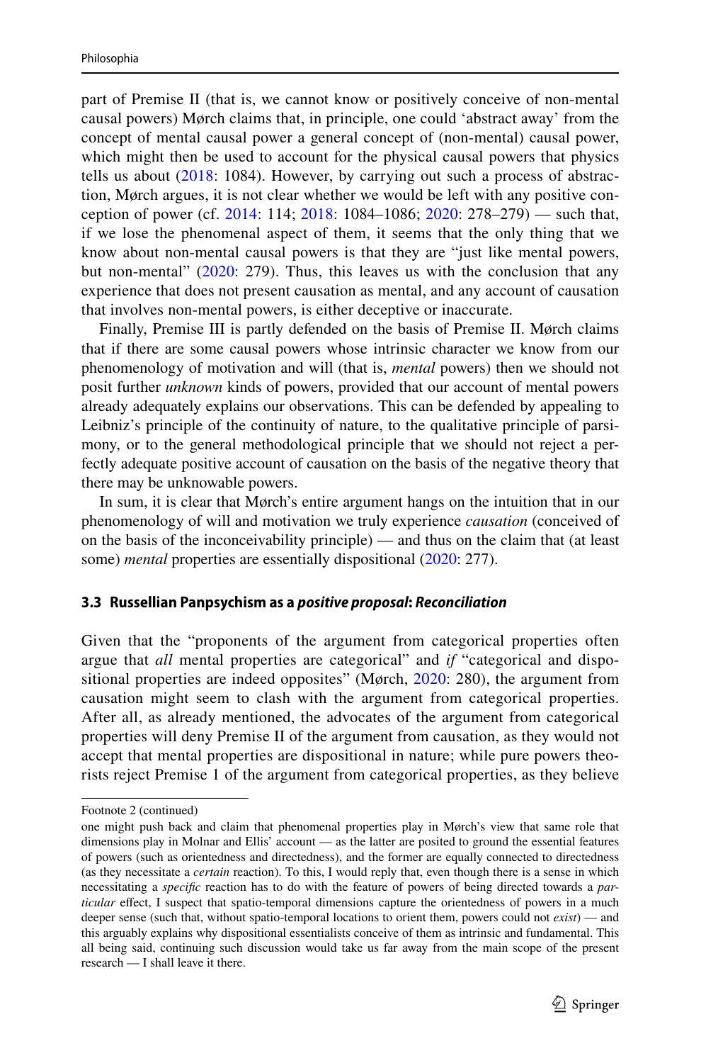part of Premise II (that is, we cannot know or positively conceive of non-mental causal powers) Mørch claims that, in principle, one could 'abstract away' from the concept of mental causal power a general concept of (non-mental) causal power, which might then be used to account for the physical causal powers that physics tells us about (2018: 1084). However, by carrying out such a process of abstraction, Mørch argues, it is not clear whether we would be left with any positive conception of power (cf. 2014: 114; 2018: 1084–1086; 2020: 278–279) — such that, if we lose the phenomenal aspect of them, it seems that the only thing that we know about non-mental causal powers is that they are "just like mental powers, but non-mental" (2020: 279). Thus, this leaves us with the conclusion that any experience that does not present causation as mental, and any account of causation that involves non-mental powers, is either deceptive or inaccurate.

Finally, Premise III is partly defended on the basis of Premise II. Mørch claims that if there are some causal powers whose intrinsic character we know from our phenomenology of motivation and will (that is, *mental* powers) then we should not posit further *unknown* kinds of powers, provided that our account of mental powers already adequately explains our observations. This can be defended by appealing to Leibniz's principle of the continuity of nature, to the qualitative principle of parsimony, or to the general methodological principle that we should not reject a perfectly adequate positive account of causation on the basis of the negative theory that there may be unknowable powers.

In sum, it is clear that Mørch's entire argument hangs on the intuition that in our phenomenology of will and motivation we truly experience *causation* (conceived of on the basis of the inconceivability principle) — and thus on the claim that (at least some) *mental* properties are essentially dispositional (2020: 277).

### 3.3 Russellian Panpsychism as a *positive proposal*: *Reconciliation*

Given that the "proponents of the argument from categorical properties often argue that *all* mental properties are categorical" and *if* "categorical and dispositional properties are indeed opposites" (Mørch, 2020: 280), the argument from causation might seem to clash with the argument from categorical properties. After all, as already mentioned, the advocates of the argument from categorical properties will deny Premise II of the argument from causation, as they would not accept that mental properties are dispositional in nature; while pure powers theorists reject Premise 1 of the argument from categorical properties, as they believe

---

Footnote 2 (continued)

one might push back and claim that phenomenal properties play in Mørch's view that same role that dimensions play in Molnar and Ellis' account — as the latter are posited to ground the essential features of powers (such as orientedness and directedness), and the former are equally connected to directedness (as they necessitate a *certain* reaction). To this, I would reply that, even though there is a sense in which necessitating a *specific* reaction has to do with the feature of powers of being directed towards a *particular* effect, I suspect that spatio-temporal dimensions capture the orientedness of powers in a much deeper sense (such that, without spatio-temporal locations to orient them, powers could not *exist*) — and this arguably explains why dispositional essentialists conceive of them as intrinsic and fundamental. This all being said, continuing such discussion would take us far away from the main scope of the present research — I shall leave it there.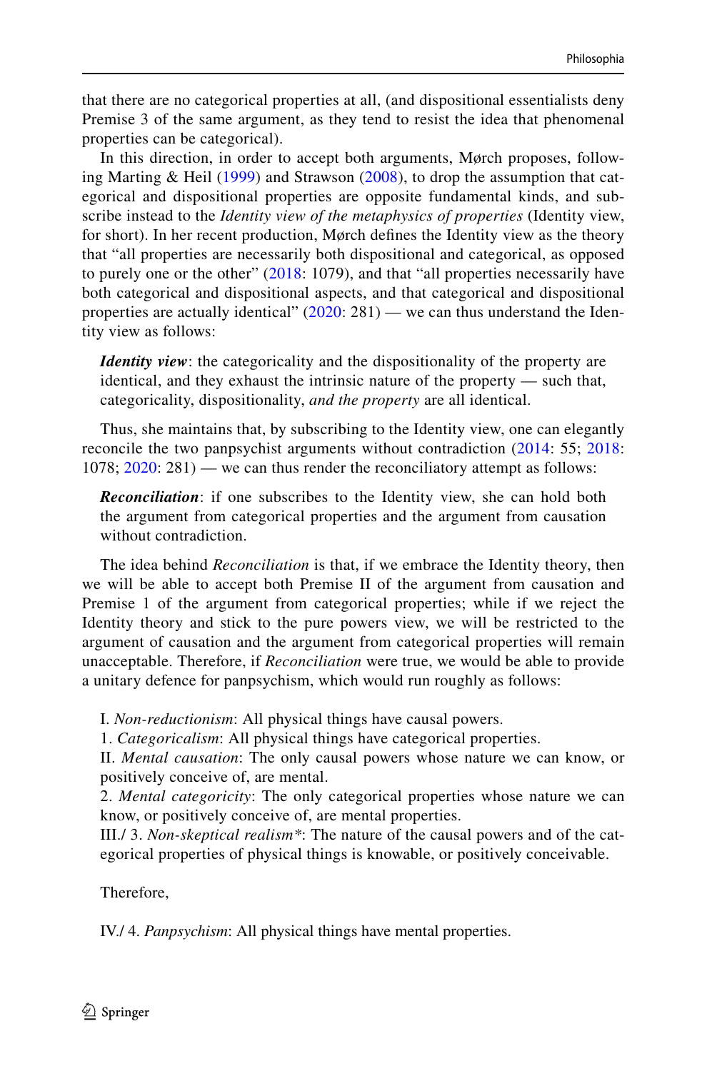that there are no categorical properties at all, (and dispositional essentialists deny Premise 3 of the same argument, as they tend to resist the idea that phenomenal properties can be categorical).

In this direction, in order to accept both arguments, Mørch proposes, following Marting & Heil (1999) and Strawson (2008), to drop the assumption that categorical and dispositional properties are opposite fundamental kinds, and subscribe instead to the *Identity view of the metaphysics of properties* (Identity view, for short). In her recent production, Mørch defines the Identity view as the theory that "all properties are necessarily both dispositional and categorical, as opposed to purely one or the other" (2018: 1079), and that "all properties necessarily have both categorical and dispositional aspects, and that categorical and dispositional properties are actually identical" (2020: 281) — we can thus understand the Identity view as follows:

> ***Identity view***: the categoricality and the dispositionality of the property are identical, and they exhaust the intrinsic nature of the property — such that, categoricality, dispositionality, *and the property* are all identical.

Thus, she maintains that, by subscribing to the Identity view, one can elegantly reconcile the two panpsychist arguments without contradiction (2014: 55; 2018: 1078; 2020: 281) — we can thus render the reconciliatory attempt as follows:

> ***Reconciliation***: if one subscribes to the Identity view, she can hold both the argument from categorical properties and the argument from causation without contradiction.

The idea behind *Reconciliation* is that, if we embrace the Identity theory, then we will be able to accept both Premise II of the argument from causation and Premise 1 of the argument from categorical properties; while if we reject the Identity theory and stick to the pure powers view, we will be restricted to the argument of causation and the argument from categorical properties will remain unacceptable. Therefore, if *Reconciliation* were true, we would be able to provide a unitary defence for panpsychism, which would run roughly as follows:

> I. *Non-reductionism*: All physical things have causal powers.
> 1. *Categoricalism*: All physical things have categorical properties.
> II. *Mental causation*: The only causal powers whose nature we can know, or positively conceive of, are mental.
> 2. *Mental categoricity*: The only categorical properties whose nature we can know, or positively conceive of, are mental properties.
> III./ 3. *Non-skeptical realism\**: The nature of the causal powers and of the categorical properties of physical things is knowable, or positively conceivable.
>
> Therefore,
>
> IV./ 4. *Panpsychism*: All physical things have mental properties.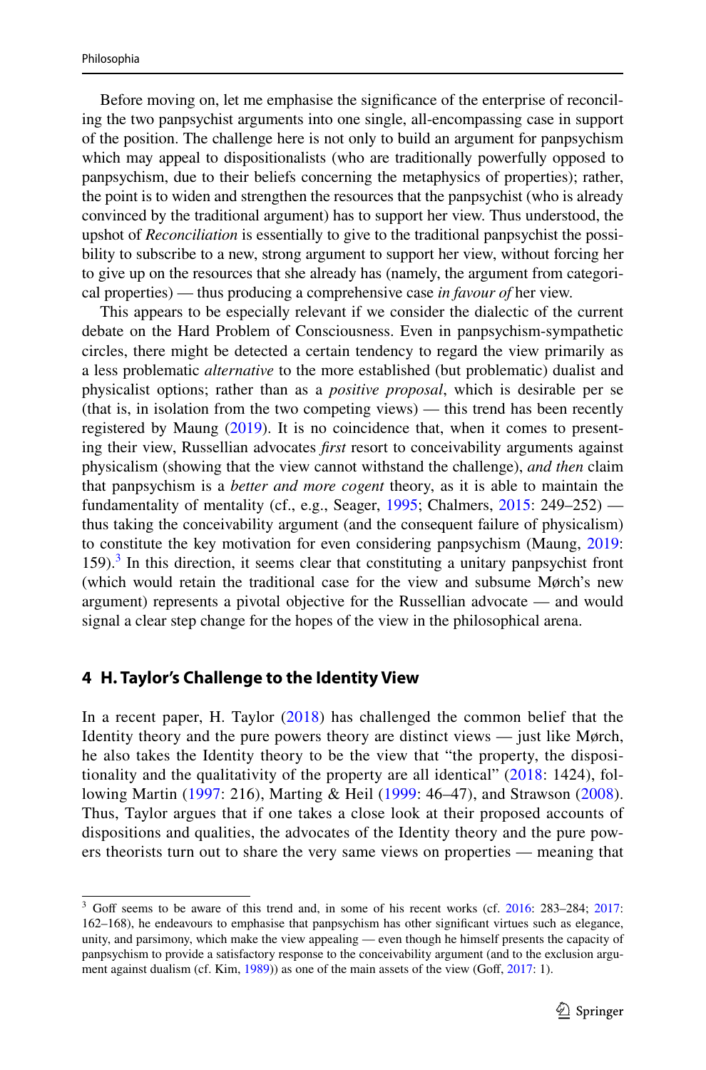Before moving on, let me emphasise the significance of the enterprise of reconciling the two panpsychist arguments into one single, all-encompassing case in support of the position. The challenge here is not only to build an argument for panpsychism which may appeal to dispositionalists (who are traditionally powerfully opposed to panpsychism, due to their beliefs concerning the metaphysics of properties); rather, the point is to widen and strengthen the resources that the panpsychist (who is already convinced by the traditional argument) has to support her view. Thus understood, the upshot of *Reconciliation* is essentially to give to the traditional panpsychist the possibility to subscribe to a new, strong argument to support her view, without forcing her to give up on the resources that she already has (namely, the argument from categorical properties) — thus producing a comprehensive case *in favour of* her view.

This appears to be especially relevant if we consider the dialectic of the current debate on the Hard Problem of Consciousness. Even in panpsychism-sympathetic circles, there might be detected a certain tendency to regard the view primarily as a less problematic *alternative* to the more established (but problematic) dualist and physicalist options; rather than as a *positive proposal*, which is desirable per se (that is, in isolation from the two competing views) — this trend has been recently registered by Maung (2019). It is no coincidence that, when it comes to presenting their view, Russellian advocates *first* resort to conceivability arguments against physicalism (showing that the view cannot withstand the challenge), *and then* claim that panpsychism is a *better and more cogent* theory, as it is able to maintain the fundamentality of mentality (cf., e.g., Seager, 1995; Chalmers, 2015: 249–252) — thus taking the conceivability argument (and the consequent failure of physicalism) to constitute the key motivation for even considering panpsychism (Maung, 2019: 159).[3] In this direction, it seems clear that constituting a unitary panpsychist front (which would retain the traditional case for the view and subsume Mørch's new argument) represents a pivotal objective for the Russellian advocate — and would signal a clear step change for the hopes of the view in the philosophical arena.

## 4 H. Taylor's Challenge to the Identity View

In a recent paper, H. Taylor (2018) has challenged the common belief that the Identity theory and the pure powers theory are distinct views — just like Mørch, he also takes the Identity theory to be the view that "the property, the dispositionality and the qualitativity of the property are all identical" (2018: 1424), following Martin (1997: 216), Marting & Heil (1999: 46–47), and Strawson (2008). Thus, Taylor argues that if one takes a close look at their proposed accounts of dispositions and qualities, the advocates of the Identity theory and the pure powers theorists turn out to share the very same views on properties — meaning that

[3] Goff seems to be aware of this trend and, in some of his recent works (cf. 2016: 283–284; 2017: 162–168), he endeavours to emphasise that panpsychism has other significant virtues such as elegance, unity, and parsimony, which make the view appealing — even though he himself presents the capacity of panpsychism to provide a satisfactory response to the conceivability argument (and to the exclusion argument against dualism (cf. Kim, 1989)) as one of the main assets of the view (Goff, 2017: 1).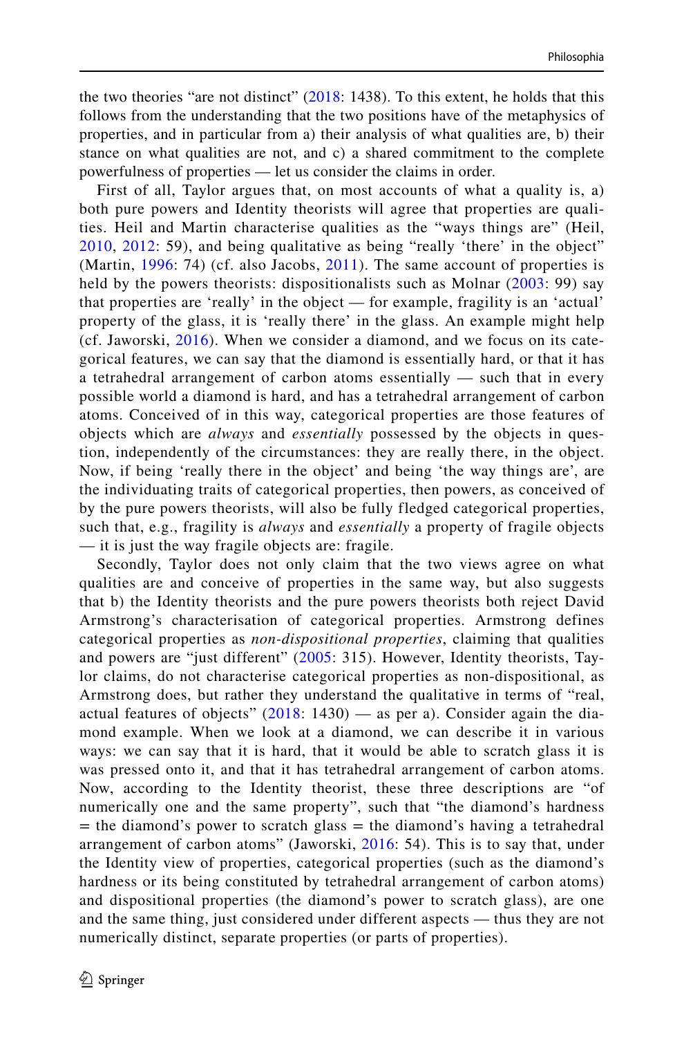the two theories "are not distinct" (2018: 1438). To this extent, he holds that this follows from the understanding that the two positions have of the metaphysics of properties, and in particular from a) their analysis of what qualities are, b) their stance on what qualities are not, and c) a shared commitment to the complete powerfulness of properties — let us consider the claims in order.

First of all, Taylor argues that, on most accounts of what a quality is, a) both pure powers and Identity theorists will agree that properties are qualities. Heil and Martin characterise qualities as the "ways things are" (Heil, 2010, 2012: 59), and being qualitative as being "really 'there' in the object" (Martin, 1996: 74) (cf. also Jacobs, 2011). The same account of properties is held by the powers theorists: dispositionalists such as Molnar (2003: 99) say that properties are 'really' in the object — for example, fragility is an 'actual' property of the glass, it is 'really there' in the glass. An example might help (cf. Jaworski, 2016). When we consider a diamond, and we focus on its categorical features, we can say that the diamond is essentially hard, or that it has a tetrahedral arrangement of carbon atoms essentially — such that in every possible world a diamond is hard, and has a tetrahedral arrangement of carbon atoms. Conceived of in this way, categorical properties are those features of objects which are *always* and *essentially* possessed by the objects in question, independently of the circumstances: they are really there, in the object. Now, if being 'really there in the object' and being 'the way things are', are the individuating traits of categorical properties, then powers, as conceived of by the pure powers theorists, will also be fully fledged categorical properties, such that, e.g., fragility is *always* and *essentially* a property of fragile objects — it is just the way fragile objects are: fragile.

Secondly, Taylor does not only claim that the two views agree on what qualities are and conceive of properties in the same way, but also suggests that b) the Identity theorists and the pure powers theorists both reject David Armstrong's characterisation of categorical properties. Armstrong defines categorical properties as *non-dispositional properties*, claiming that qualities and powers are "just different" (2005: 315). However, Identity theorists, Taylor claims, do not characterise categorical properties as non-dispositional, as Armstrong does, but rather they understand the qualitative in terms of "real, actual features of objects" (2018: 1430) — as per a). Consider again the diamond example. When we look at a diamond, we can describe it in various ways: we can say that it is hard, that it would be able to scratch glass it is was pressed onto it, and that it has tetrahedral arrangement of carbon atoms. Now, according to the Identity theorist, these three descriptions are "of numerically one and the same property", such that "the diamond's hardness = the diamond's power to scratch glass = the diamond's having a tetrahedral arrangement of carbon atoms" (Jaworski, 2016: 54). This is to say that, under the Identity view of properties, categorical properties (such as the diamond's hardness or its being constituted by tetrahedral arrangement of carbon atoms) and dispositional properties (the diamond's power to scratch glass), are one and the same thing, just considered under different aspects — thus they are not numerically distinct, separate properties (or parts of properties).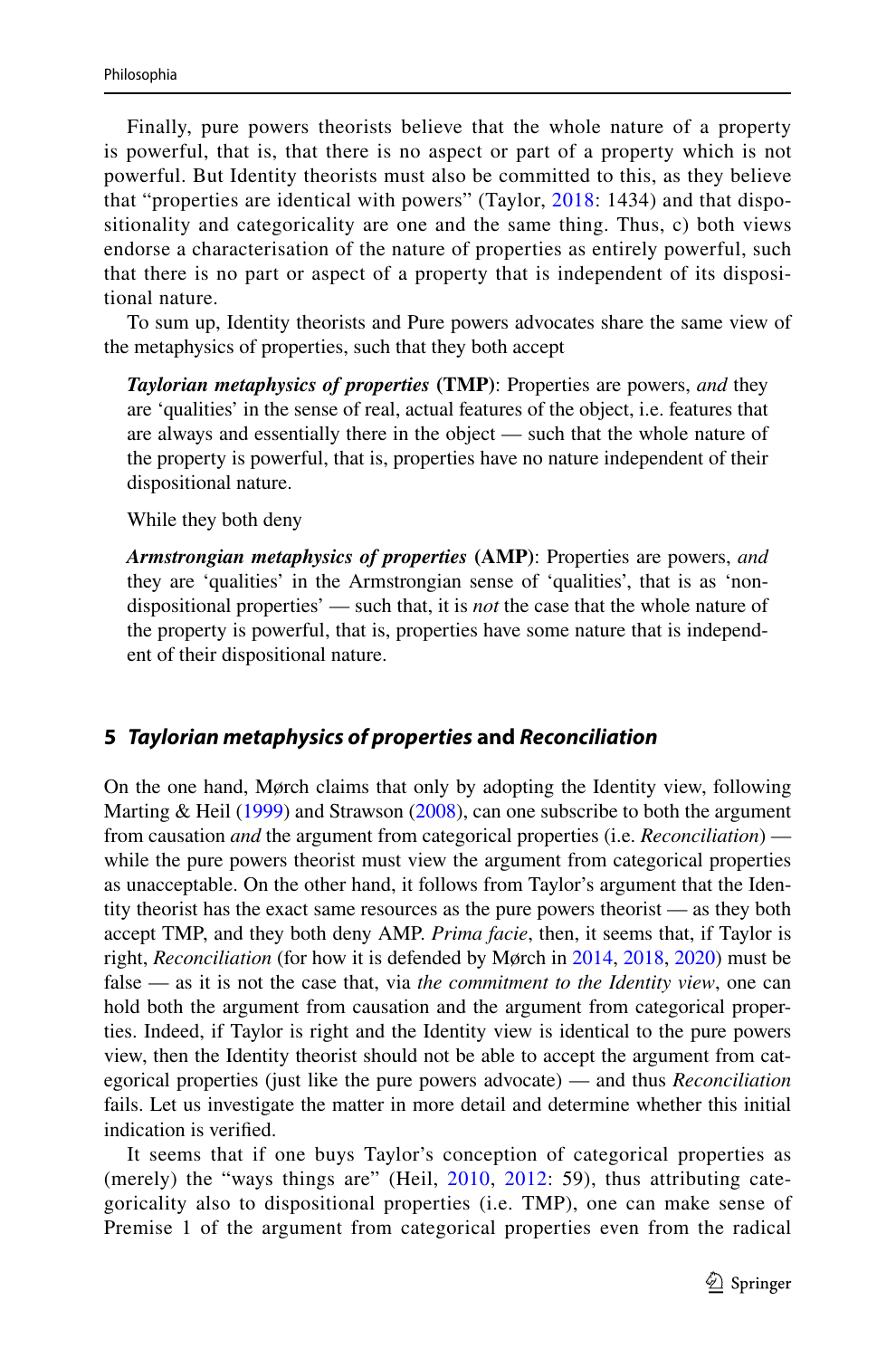Finally, pure powers theorists believe that the whole nature of a property is powerful, that is, that there is no aspect or part of a property which is not powerful. But Identity theorists must also be committed to this, as they believe that "properties are identical with powers" (Taylor, 2018: 1434) and that dispositionality and categoricality are one and the same thing. Thus, c) both views endorse a characterisation of the nature of properties as entirely powerful, such that there is no part or aspect of a property that is independent of its dispositional nature.

To sum up, Identity theorists and Pure powers advocates share the same view of the metaphysics of properties, such that they both accept

> ***Taylorian metaphysics of properties*** **(TMP)**: Properties are powers, *and* they are 'qualities' in the sense of real, actual features of the object, i.e. features that are always and essentially there in the object — such that the whole nature of the property is powerful, that is, properties have no nature independent of their dispositional nature.

While they both deny

> ***Armstrongian metaphysics of properties*** **(AMP)**: Properties are powers, *and* they are 'qualities' in the Armstrongian sense of 'qualities', that is as 'non-dispositional properties' — such that, it is *not* the case that the whole nature of the property is powerful, that is, properties have some nature that is independent of their dispositional nature.

## 5 *Taylorian metaphysics of properties* and *Reconciliation*

On the one hand, Mørch claims that only by adopting the Identity view, following Marting & Heil (1999) and Strawson (2008), can one subscribe to both the argument from causation *and* the argument from categorical properties (i.e. *Reconciliation*) — while the pure powers theorist must view the argument from categorical properties as unacceptable. On the other hand, it follows from Taylor's argument that the Identity theorist has the exact same resources as the pure powers theorist — as they both accept TMP, and they both deny AMP. *Prima facie*, then, it seems that, if Taylor is right, *Reconciliation* (for how it is defended by Mørch in 2014, 2018, 2020) must be false — as it is not the case that, via *the commitment to the Identity view*, one can hold both the argument from causation and the argument from categorical properties. Indeed, if Taylor is right and the Identity view is identical to the pure powers view, then the Identity theorist should not be able to accept the argument from categorical properties (just like the pure powers advocate) — and thus *Reconciliation* fails. Let us investigate the matter in more detail and determine whether this initial indication is verified.

It seems that if one buys Taylor's conception of categorical properties as (merely) the "ways things are" (Heil, 2010, 2012: 59), thus attributing categoricality also to dispositional properties (i.e. TMP), one can make sense of Premise 1 of the argument from categorical properties even from the radical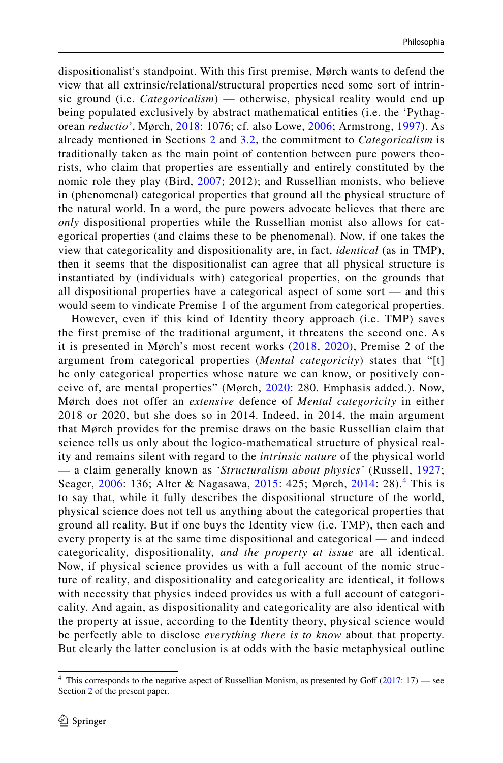dispositionalist's standpoint. With this first premise, Mørch wants to defend the view that all extrinsic/relational/structural properties need some sort of intrinsic ground (i.e. *Categoricalism*) — otherwise, physical reality would end up being populated exclusively by abstract mathematical entities (i.e. the 'Pythagorean *reductio*', Mørch, 2018: 1076; cf. also Lowe, 2006; Armstrong, 1997). As already mentioned in Sections 2 and 3.2, the commitment to *Categoricalism* is traditionally taken as the main point of contention between pure powers theorists, who claim that properties are essentially and entirely constituted by the nomic role they play (Bird, 2007; 2012); and Russellian monists, who believe in (phenomenal) categorical properties that ground all the physical structure of the natural world. In a word, the pure powers advocate believes that there are *only* dispositional properties while the Russellian monist also allows for categorical properties (and claims these to be phenomenal). Now, if one takes the view that categoricality and dispositionality are, in fact, *identical* (as in TMP), then it seems that the dispositionalist can agree that all physical structure is instantiated by (individuals with) categorical properties, on the grounds that all dispositional properties have a categorical aspect of some sort — and this would seem to vindicate Premise 1 of the argument from categorical properties.

However, even if this kind of Identity theory approach (i.e. TMP) saves the first premise of the traditional argument, it threatens the second one. As it is presented in Mørch's most recent works (2018, 2020), Premise 2 of the argument from categorical properties (*Mental categoricity*) states that "[t]he only categorical properties whose nature we can know, or positively conceive of, are mental properties" (Mørch, 2020: 280. Emphasis added.). Now, Mørch does not offer an *extensive* defence of *Mental categoricity* in either 2018 or 2020, but she does so in 2014. Indeed, in 2014, the main argument that Mørch provides for the premise draws on the basic Russellian claim that science tells us only about the logico-mathematical structure of physical reality and remains silent with regard to the *intrinsic nature* of the physical world — a claim generally known as '*Structuralism about physics*' (Russell, 1927; Seager, 2006: 136; Alter & Nagasawa, 2015: 425; Mørch, 2014: 28).[4] This is to say that, while it fully describes the dispositional structure of the world, physical science does not tell us anything about the categorical properties that ground all reality. But if one buys the Identity view (i.e. TMP), then each and every property is at the same time dispositional and categorical — and indeed categoricality, dispositionality, *and the property at issue* are all identical. Now, if physical science provides us with a full account of the nomic structure of reality, and dispositionality and categoricality are identical, it follows with necessity that physics indeed provides us with a full account of categoricality. And again, as dispositionality and categoricality are also identical with the property at issue, according to the Identity theory, physical science would be perfectly able to disclose *everything there is to know* about that property. But clearly the latter conclusion is at odds with the basic metaphysical outline

[4] This corresponds to the negative aspect of Russellian Monism, as presented by Goff (2017: 17) — see Section 2 of the present paper.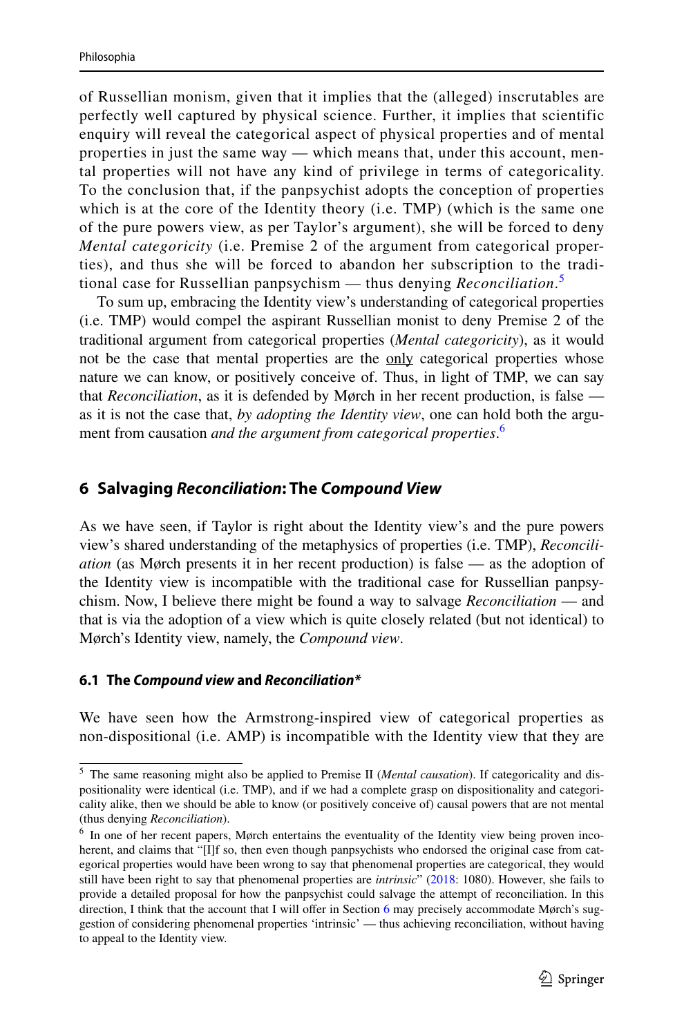of Russellian monism, given that it implies that the (alleged) inscrutables are perfectly well captured by physical science. Further, it implies that scientific enquiry will reveal the categorical aspect of physical properties and of mental properties in just the same way — which means that, under this account, mental properties will not have any kind of privilege in terms of categoricality. To the conclusion that, if the panpsychist adopts the conception of properties which is at the core of the Identity theory (i.e. TMP) (which is the same one of the pure powers view, as per Taylor's argument), she will be forced to deny *Mental categoricity* (i.e. Premise 2 of the argument from categorical properties), and thus she will be forced to abandon her subscription to the traditional case for Russellian panpsychism — thus denying *Reconciliation*.[5]

To sum up, embracing the Identity view's understanding of categorical properties (i.e. TMP) would compel the aspirant Russellian monist to deny Premise 2 of the traditional argument from categorical properties (*Mental categoricity*), as it would not be the case that mental properties are the <u>only</u> categorical properties whose nature we can know, or positively conceive of. Thus, in light of TMP, we can say that *Reconciliation*, as it is defended by Mørch in her recent production, is false — as it is not the case that, *by adopting the Identity view*, one can hold both the argument from causation *and the argument from categorical properties*.[6]

## 6 Salvaging *Reconciliation*: The *Compound View*

As we have seen, if Taylor is right about the Identity view's and the pure powers view's shared understanding of the metaphysics of properties (i.e. TMP), *Reconciliation* (as Mørch presents it in her recent production) is false — as the adoption of the Identity view is incompatible with the traditional case for Russellian panpsychism. Now, I believe there might be found a way to salvage *Reconciliation* — and that is via the adoption of a view which is quite closely related (but not identical) to Mørch's Identity view, namely, the *Compound view*.

### 6.1 The *Compound view* and *Reconciliation**

We have seen how the Armstrong-inspired view of categorical properties as non-dispositional (i.e. AMP) is incompatible with the Identity view that they are

---

[5] The same reasoning might also be applied to Premise II (*Mental causation*). If categoricality and dispositionality were identical (i.e. TMP), and if we had a complete grasp on dispositionality and categoricality alike, then we should be able to know (or positively conceive of) causal powers that are not mental (thus denying *Reconciliation*).

[6] In one of her recent papers, Mørch entertains the eventuality of the Identity view being proven incoherent, and claims that "[I]f so, then even though panpsychists who endorsed the original case from categorical properties would have been wrong to say that phenomenal properties are categorical, they would still have been right to say that phenomenal properties are *intrinsic*" (2018: 1080). However, she fails to provide a detailed proposal for how the panpsychist could salvage the attempt of reconciliation. In this direction, I think that the account that I will offer in Section 6 may precisely accommodate Mørch's suggestion of considering phenomenal properties 'intrinsic' — thus achieving reconciliation, without having to appeal to the Identity view.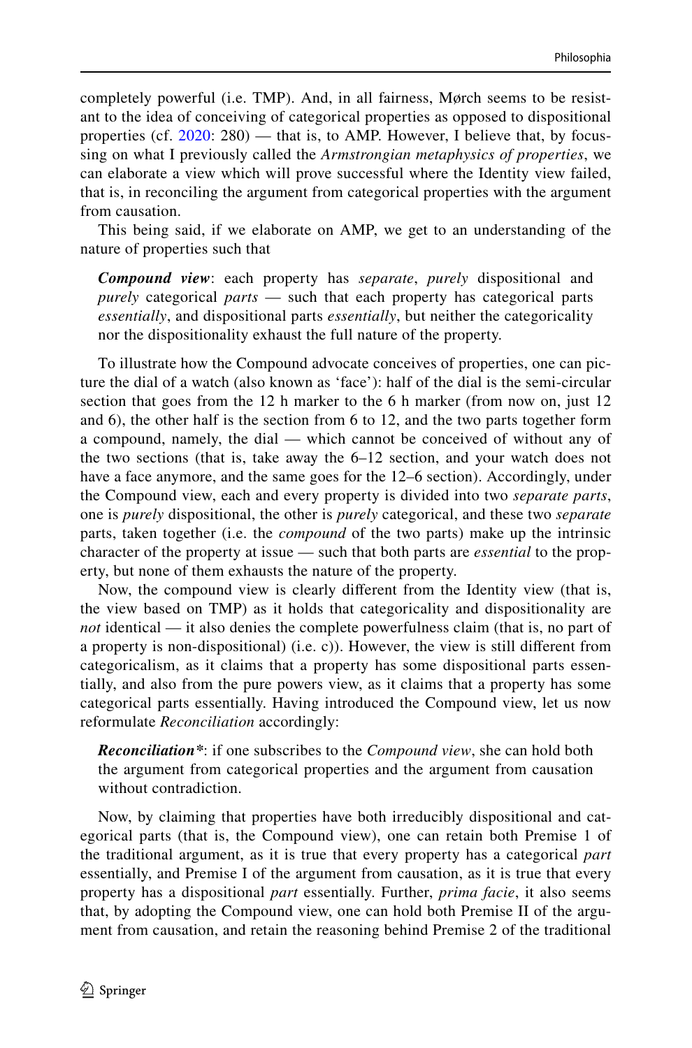completely powerful (i.e. TMP). And, in all fairness, Mørch seems to be resistant to the idea of conceiving of categorical properties as opposed to dispositional properties (cf. 2020: 280) — that is, to AMP. However, I believe that, by focussing on what I previously called the *Armstrongian metaphysics of properties*, we can elaborate a view which will prove successful where the Identity view failed, that is, in reconciling the argument from categorical properties with the argument from causation.

This being said, if we elaborate on AMP, we get to an understanding of the nature of properties such that

> ***Compound view***: each property has *separate*, *purely* dispositional and *purely* categorical *parts* — such that each property has categorical parts *essentially*, and dispositional parts *essentially*, but neither the categoricality nor the dispositionality exhaust the full nature of the property.

To illustrate how the Compound advocate conceives of properties, one can picture the dial of a watch (also known as 'face'): half of the dial is the semi-circular section that goes from the 12 h marker to the 6 h marker (from now on, just 12 and 6), the other half is the section from 6 to 12, and the two parts together form a compound, namely, the dial — which cannot be conceived of without any of the two sections (that is, take away the 6–12 section, and your watch does not have a face anymore, and the same goes for the 12–6 section). Accordingly, under the Compound view, each and every property is divided into two *separate parts*, one is *purely* dispositional, the other is *purely* categorical, and these two *separate* parts, taken together (i.e. the *compound* of the two parts) make up the intrinsic character of the property at issue — such that both parts are *essential* to the property, but none of them exhausts the nature of the property.

Now, the compound view is clearly different from the Identity view (that is, the view based on TMP) as it holds that categoricality and dispositionality are *not* identical — it also denies the complete powerfulness claim (that is, no part of a property is non-dispositional) (i.e. c)). However, the view is still different from categoricalism, as it claims that a property has some dispositional parts essentially, and also from the pure powers view, as it claims that a property has some categorical parts essentially. Having introduced the Compound view, let us now reformulate *Reconciliation* accordingly:

> ***Reconciliation****: if one subscribes to the *Compound view*, she can hold both the argument from categorical properties and the argument from causation without contradiction.

Now, by claiming that properties have both irreducibly dispositional and categorical parts (that is, the Compound view), one can retain both Premise 1 of the traditional argument, as it is true that every property has a categorical *part* essentially, and Premise I of the argument from causation, as it is true that every property has a dispositional *part* essentially. Further, *prima facie*, it also seems that, by adopting the Compound view, one can hold both Premise II of the argument from causation, and retain the reasoning behind Premise 2 of the traditional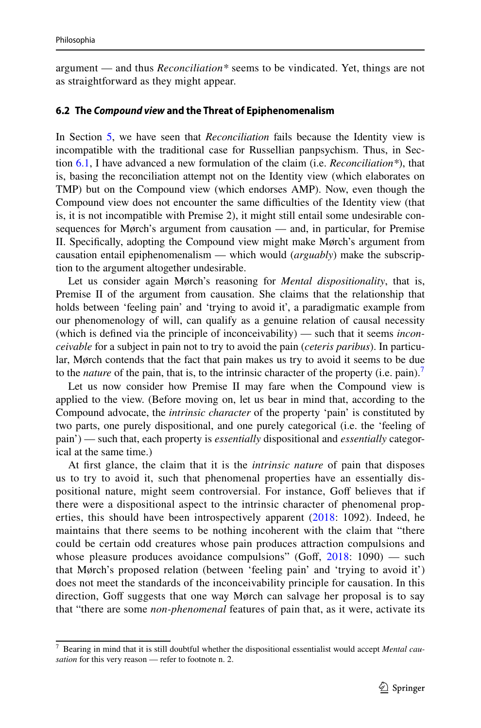argument — and thus *Reconciliation** seems to be vindicated. Yet, things are not as straightforward as they might appear.

### 6.2 The *Compound view* and the Threat of Epiphenomenalism

In Section 5, we have seen that *Reconciliation* fails because the Identity view is incompatible with the traditional case for Russellian panpsychism. Thus, in Section 6.1, I have advanced a new formulation of the claim (i.e. *Reconciliation**), that is, basing the reconciliation attempt not on the Identity view (which elaborates on TMP) but on the Compound view (which endorses AMP). Now, even though the Compound view does not encounter the same difficulties of the Identity view (that is, it is not incompatible with Premise 2), it might still entail some undesirable consequences for Mørch's argument from causation — and, in particular, for Premise II. Specifically, adopting the Compound view might make Mørch's argument from causation entail epiphenomenalism — which would (*arguably*) make the subscription to the argument altogether undesirable.

Let us consider again Mørch's reasoning for *Mental dispositionality*, that is, Premise II of the argument from causation. She claims that the relationship that holds between 'feeling pain' and 'trying to avoid it', a paradigmatic example from our phenomenology of will, can qualify as a genuine relation of causal necessity (which is defined via the principle of inconceivability) — such that it seems *inconceivable* for a subject in pain not to try to avoid the pain (*ceteris paribus*). In particular, Mørch contends that the fact that pain makes us try to avoid it seems to be due to the *nature* of the pain, that is, to the intrinsic character of the property (i.e. pain).[7]

Let us now consider how Premise II may fare when the Compound view is applied to the view. (Before moving on, let us bear in mind that, according to the Compound advocate, the *intrinsic character* of the property 'pain' is constituted by two parts, one purely dispositional, and one purely categorical (i.e. the 'feeling of pain') — such that, each property is *essentially* dispositional and *essentially* categorical at the same time.)

At first glance, the claim that it is the *intrinsic nature* of pain that disposes us to try to avoid it, such that phenomenal properties have an essentially dispositional nature, might seem controversial. For instance, Goff believes that if there were a dispositional aspect to the intrinsic character of phenomenal properties, this should have been introspectively apparent (2018: 1092). Indeed, he maintains that there seems to be nothing incoherent with the claim that "there could be certain odd creatures whose pain produces attraction compulsions and whose pleasure produces avoidance compulsions" (Goff, 2018: 1090) — such that Mørch's proposed relation (between 'feeling pain' and 'trying to avoid it') does not meet the standards of the inconceivability principle for causation. In this direction, Goff suggests that one way Mørch can salvage her proposal is to say that "there are some *non-phenomenal* features of pain that, as it were, activate its

---

[7] Bearing in mind that it is still doubtful whether the dispositional essentialist would accept *Mental causation* for this very reason — refer to footnote n. 2.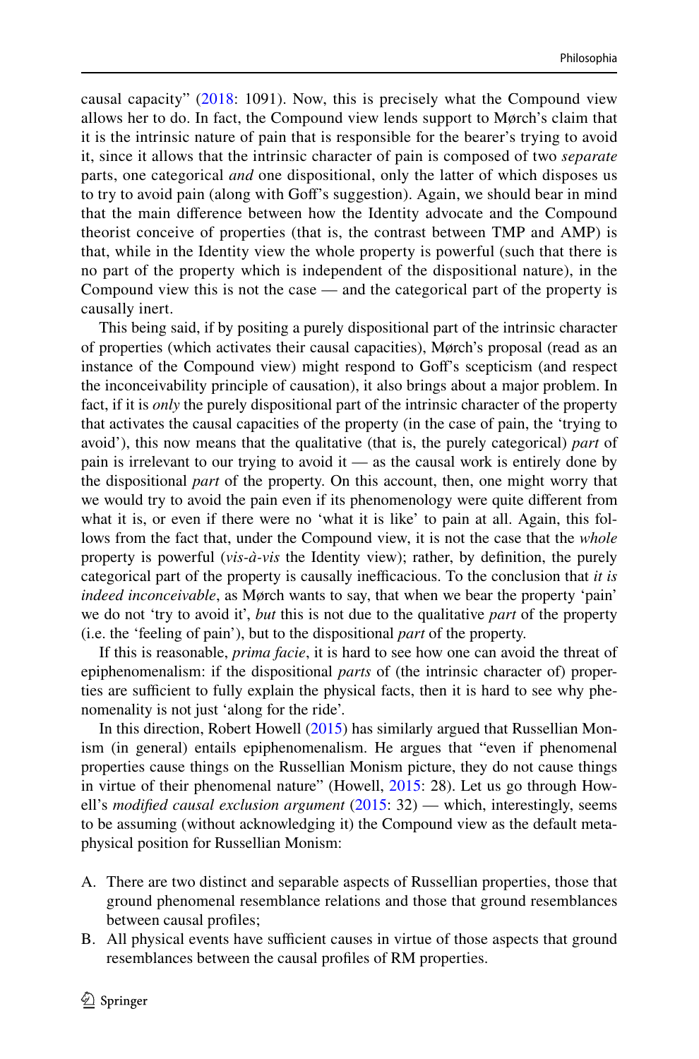causal capacity" (2018: 1091). Now, this is precisely what the Compound view allows her to do. In fact, the Compound view lends support to Mørch's claim that it is the intrinsic nature of pain that is responsible for the bearer's trying to avoid it, since it allows that the intrinsic character of pain is composed of two *separate* parts, one categorical *and* one dispositional, only the latter of which disposes us to try to avoid pain (along with Goff's suggestion). Again, we should bear in mind that the main difference between how the Identity advocate and the Compound theorist conceive of properties (that is, the contrast between TMP and AMP) is that, while in the Identity view the whole property is powerful (such that there is no part of the property which is independent of the dispositional nature), in the Compound view this is not the case — and the categorical part of the property is causally inert.

This being said, if by positing a purely dispositional part of the intrinsic character of properties (which activates their causal capacities), Mørch's proposal (read as an instance of the Compound view) might respond to Goff's scepticism (and respect the inconceivability principle of causation), it also brings about a major problem. In fact, if it is *only* the purely dispositional part of the intrinsic character of the property that activates the causal capacities of the property (in the case of pain, the 'trying to avoid'), this now means that the qualitative (that is, the purely categorical) *part* of pain is irrelevant to our trying to avoid it — as the causal work is entirely done by the dispositional *part* of the property. On this account, then, one might worry that we would try to avoid the pain even if its phenomenology were quite different from what it is, or even if there were no 'what it is like' to pain at all. Again, this follows from the fact that, under the Compound view, it is not the case that the *whole* property is powerful (*vis-à-vis* the Identity view); rather, by definition, the purely categorical part of the property is causally inefficacious. To the conclusion that *it is indeed inconceivable*, as Mørch wants to say, that when we bear the property 'pain' we do not 'try to avoid it', *but* this is not due to the qualitative *part* of the property (i.e. the 'feeling of pain'), but to the dispositional *part* of the property.

If this is reasonable, *prima facie*, it is hard to see how one can avoid the threat of epiphenomenalism: if the dispositional *parts* of (the intrinsic character of) properties are sufficient to fully explain the physical facts, then it is hard to see why phenomenality is not just 'along for the ride'.

In this direction, Robert Howell (2015) has similarly argued that Russellian Monism (in general) entails epiphenomenalism. He argues that "even if phenomenal properties cause things on the Russellian Monism picture, they do not cause things in virtue of their phenomenal nature" (Howell, 2015: 28). Let us go through Howell's *modified causal exclusion argument* (2015: 32) — which, interestingly, seems to be assuming (without acknowledging it) the Compound view as the default metaphysical position for Russellian Monism:

A. There are two distinct and separable aspects of Russellian properties, those that ground phenomenal resemblance relations and those that ground resemblances between causal profiles;
B. All physical events have sufficient causes in virtue of those aspects that ground resemblances between the causal profiles of RM properties.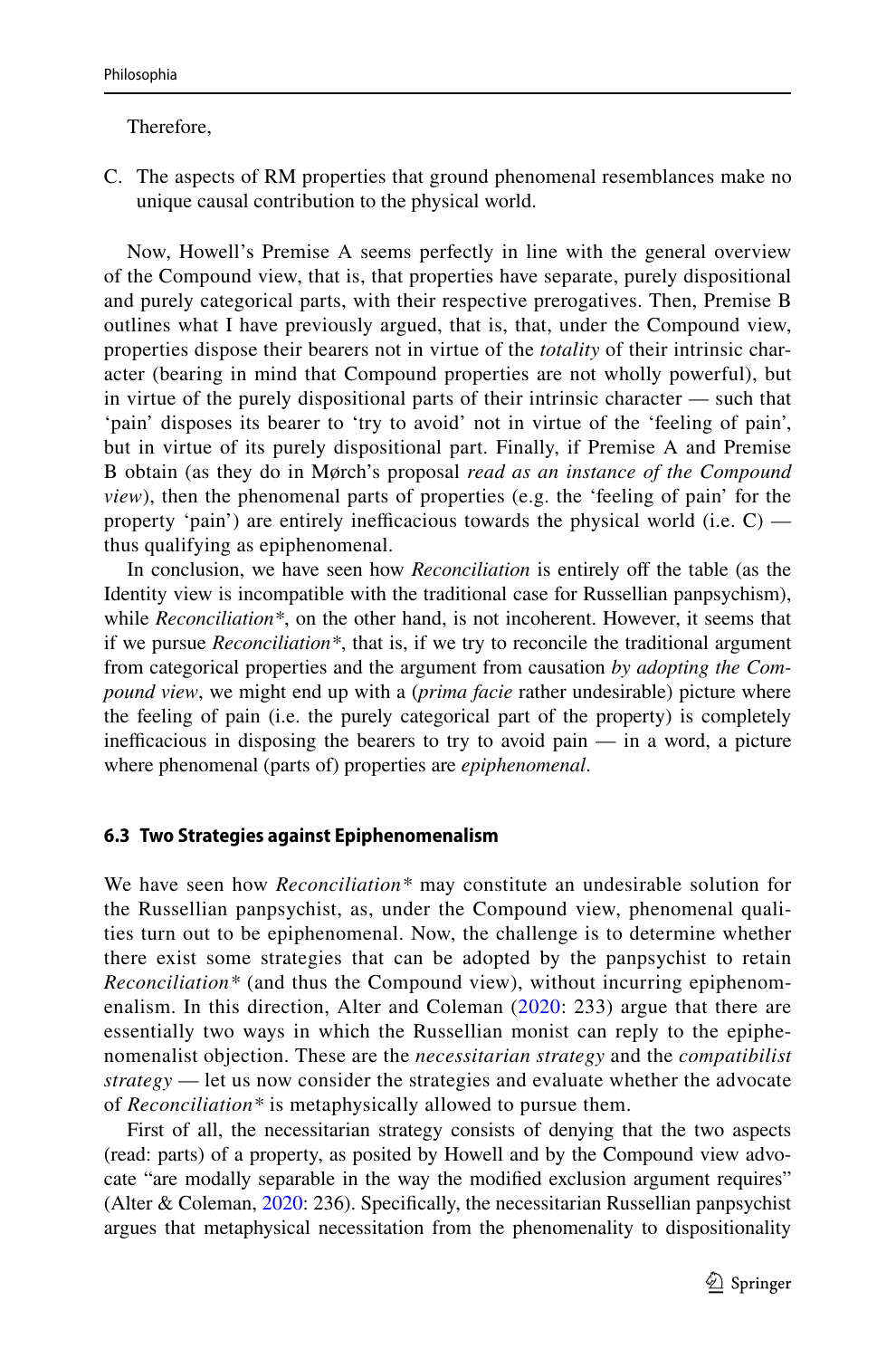Therefore,

C. The aspects of RM properties that ground phenomenal resemblances make no unique causal contribution to the physical world.

Now, Howell's Premise A seems perfectly in line with the general overview of the Compound view, that is, that properties have separate, purely dispositional and purely categorical parts, with their respective prerogatives. Then, Premise B outlines what I have previously argued, that is, that, under the Compound view, properties dispose their bearers not in virtue of the *totality* of their intrinsic character (bearing in mind that Compound properties are not wholly powerful), but in virtue of the purely dispositional parts of their intrinsic character — such that 'pain' disposes its bearer to 'try to avoid' not in virtue of the 'feeling of pain', but in virtue of its purely dispositional part. Finally, if Premise A and Premise B obtain (as they do in Mørch's proposal *read as an instance of the Compound view*), then the phenomenal parts of properties (e.g. the 'feeling of pain' for the property 'pain') are entirely inefficacious towards the physical world (i.e. C) — thus qualifying as epiphenomenal.

In conclusion, we have seen how *Reconciliation* is entirely off the table (as the Identity view is incompatible with the traditional case for Russellian panpsychism), while *Reconciliation\** , on the other hand, is not incoherent. However, it seems that if we pursue *Reconciliation\**, that is, if we try to reconcile the traditional argument from categorical properties and the argument from causation *by adopting the Compound view*, we might end up with a (*prima facie* rather undesirable) picture where the feeling of pain (i.e. the purely categorical part of the property) is completely inefficacious in disposing the bearers to try to avoid pain — in a word, a picture where phenomenal (parts of) properties are *epiphenomenal*.

### 6.3 Two Strategies against Epiphenomenalism

We have seen how *Reconciliation\** may constitute an undesirable solution for the Russellian panpsychist, as, under the Compound view, phenomenal qualities turn out to be epiphenomenal. Now, the challenge is to determine whether there exist some strategies that can be adopted by the panpsychist to retain *Reconciliation\** (and thus the Compound view), without incurring epiphenomenalism. In this direction, Alter and Coleman (2020: 233) argue that there are essentially two ways in which the Russellian monist can reply to the epiphenomenalist objection. These are the *necessitarian strategy* and the *compatibilist strategy* — let us now consider the strategies and evaluate whether the advocate of *Reconciliation\** is metaphysically allowed to pursue them.

First of all, the necessitarian strategy consists of denying that the two aspects (read: parts) of a property, as posited by Howell and by the Compound view advocate "are modally separable in the way the modified exclusion argument requires" (Alter & Coleman, 2020: 236). Specifically, the necessitarian Russellian panpsychist argues that metaphysical necessitation from the phenomenality to dispositionality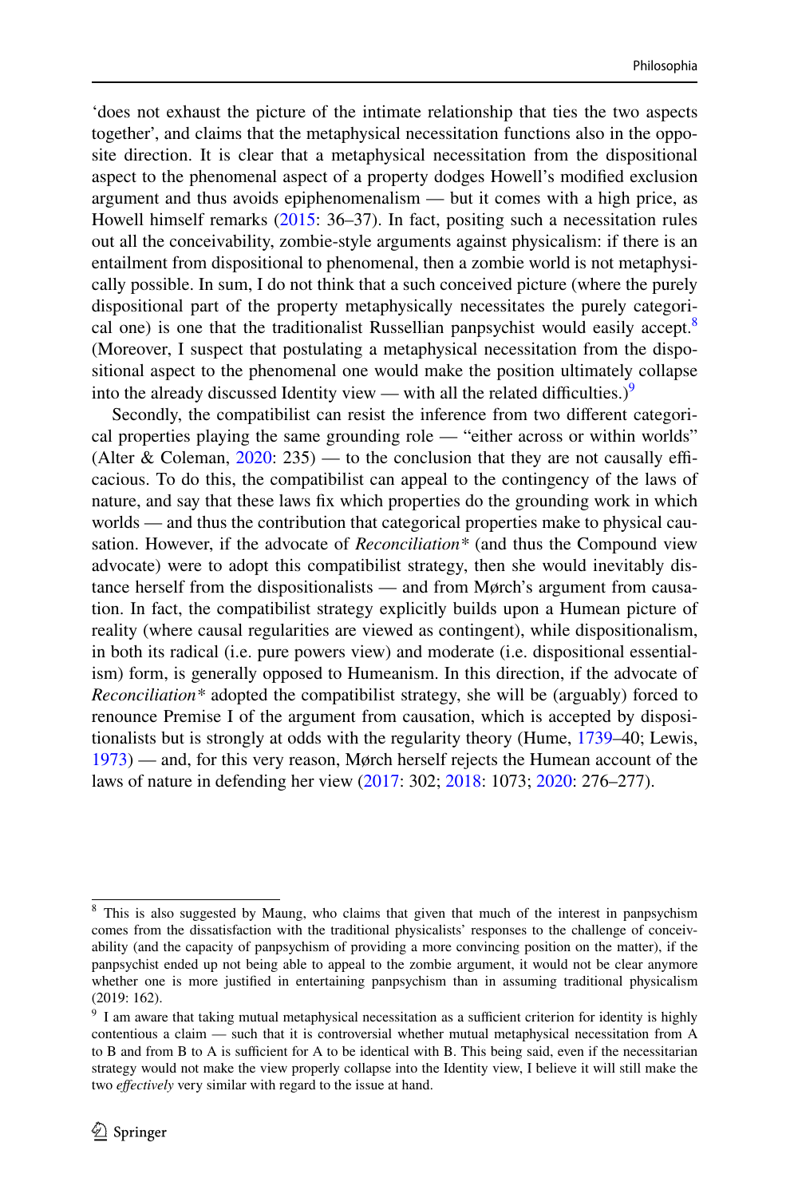'does not exhaust the picture of the intimate relationship that ties the two aspects together', and claims that the metaphysical necessitation functions also in the opposite direction. It is clear that a metaphysical necessitation from the dispositional aspect to the phenomenal aspect of a property dodges Howell's modified exclusion argument and thus avoids epiphenomenalism — but it comes with a high price, as Howell himself remarks (2015: 36–37). In fact, positing such a necessitation rules out all the conceivability, zombie-style arguments against physicalism: if there is an entailment from dispositional to phenomenal, then a zombie world is not metaphysically possible. In sum, I do not think that a such conceived picture (where the purely dispositional part of the property metaphysically necessitates the purely categorical one) is one that the traditionalist Russellian panpsychist would easily accept.[8] (Moreover, I suspect that postulating a metaphysical necessitation from the dispositional aspect to the phenomenal one would make the position ultimately collapse into the already discussed Identity view — with all the related difficulties.)[9]

Secondly, the compatibilist can resist the inference from two different categorical properties playing the same grounding role — "either across or within worlds" (Alter & Coleman, 2020: 235) — to the conclusion that they are not causally efficacious. To do this, the compatibilist can appeal to the contingency of the laws of nature, and say that these laws fix which properties do the grounding work in which worlds — and thus the contribution that categorical properties make to physical causation. However, if the advocate of *Reconciliation\** (and thus the Compound view advocate) were to adopt this compatibilist strategy, then she would inevitably distance herself from the dispositionalists — and from Mørch's argument from causation. In fact, the compatibilist strategy explicitly builds upon a Humean picture of reality (where causal regularities are viewed as contingent), while dispositionalism, in both its radical (i.e. pure powers view) and moderate (i.e. dispositional essentialism) form, is generally opposed to Humeanism. In this direction, if the advocate of *Reconciliation\** adopted the compatibilist strategy, she will be (arguably) forced to renounce Premise I of the argument from causation, which is accepted by dispositionalists but is strongly at odds with the regularity theory (Hume, 1739–40; Lewis, 1973) — and, for this very reason, Mørch herself rejects the Humean account of the laws of nature in defending her view (2017: 302; 2018: 1073; 2020: 276–277).

---

[8] This is also suggested by Maung, who claims that given that much of the interest in panpsychism comes from the dissatisfaction with the traditional physicalists' responses to the challenge of conceivability (and the capacity of panpsychism of providing a more convincing position on the matter), if the panpsychist ended up not being able to appeal to the zombie argument, it would not be clear anymore whether one is more justified in entertaining panpsychism than in assuming traditional physicalism (2019: 162).

[9] I am aware that taking mutual metaphysical necessitation as a sufficient criterion for identity is highly contentious a claim — such that it is controversial whether mutual metaphysical necessitation from A to B and from B to A is sufficient for A to be identical with B. This being said, even if the necessitarian strategy would not make the view properly collapse into the Identity view, I believe it will still make the two *effectively* very similar with regard to the issue at hand.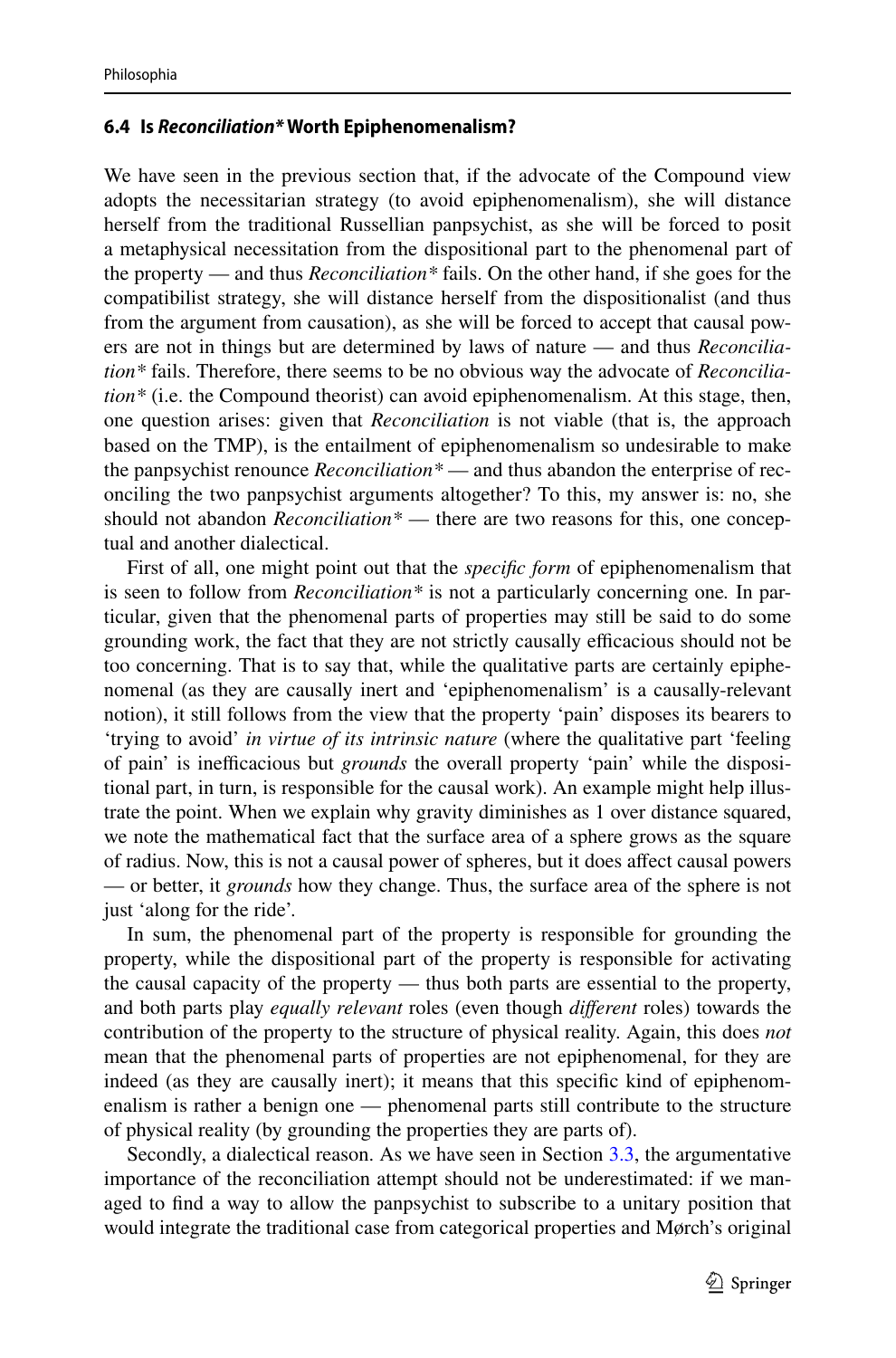### 6.4 Is *Reconciliation\** Worth Epiphenomenalism?

We have seen in the previous section that, if the advocate of the Compound view adopts the necessitarian strategy (to avoid epiphenomenalism), she will distance herself from the traditional Russellian panpsychist, as she will be forced to posit a metaphysical necessitation from the dispositional part to the phenomenal part of the property — and thus *Reconciliation\** fails. On the other hand, if she goes for the compatibilist strategy, she will distance herself from the dispositionalist (and thus from the argument from causation), as she will be forced to accept that causal powers are not in things but are determined by laws of nature — and thus *Reconciliation\** fails. Therefore, there seems to be no obvious way the advocate of *Reconciliation\** (i.e. the Compound theorist) can avoid epiphenomenalism. At this stage, then, one question arises: given that *Reconciliation* is not viable (that is, the approach based on the TMP), is the entailment of epiphenomenalism so undesirable to make the panpsychist renounce *Reconciliation\** — and thus abandon the enterprise of reconciling the two panpsychist arguments altogether? To this, my answer is: no, she should not abandon *Reconciliation\** — there are two reasons for this, one conceptual and another dialectical.

First of all, one might point out that the *specific form* of epiphenomenalism that is seen to follow from *Reconciliation\** is not a particularly concerning one. In particular, given that the phenomenal parts of properties may still be said to do some grounding work, the fact that they are not strictly causally efficacious should not be too concerning. That is to say that, while the qualitative parts are certainly epiphenomenal (as they are causally inert and 'epiphenomenalism' is a causally-relevant notion), it still follows from the view that the property 'pain' disposes its bearers to 'trying to avoid' *in virtue of its intrinsic nature* (where the qualitative part 'feeling of pain' is inefficacious but *grounds* the overall property 'pain' while the dispositional part, in turn, is responsible for the causal work). An example might help illustrate the point. When we explain why gravity diminishes as 1 over distance squared, we note the mathematical fact that the surface area of a sphere grows as the square of radius. Now, this is not a causal power of spheres, but it does affect causal powers — or better, it *grounds* how they change. Thus, the surface area of the sphere is not just 'along for the ride'.

In sum, the phenomenal part of the property is responsible for grounding the property, while the dispositional part of the property is responsible for activating the causal capacity of the property — thus both parts are essential to the property, and both parts play *equally relevant* roles (even though *different* roles) towards the contribution of the property to the structure of physical reality. Again, this does *not* mean that the phenomenal parts of properties are not epiphenomenal, for they are indeed (as they are causally inert); it means that this specific kind of epiphenomenalism is rather a benign one — phenomenal parts still contribute to the structure of physical reality (by grounding the properties they are parts of).

Secondly, a dialectical reason. As we have seen in Section 3.3, the argumentative importance of the reconciliation attempt should not be underestimated: if we managed to find a way to allow the panpsychist to subscribe to a unitary position that would integrate the traditional case from categorical properties and Mørch's original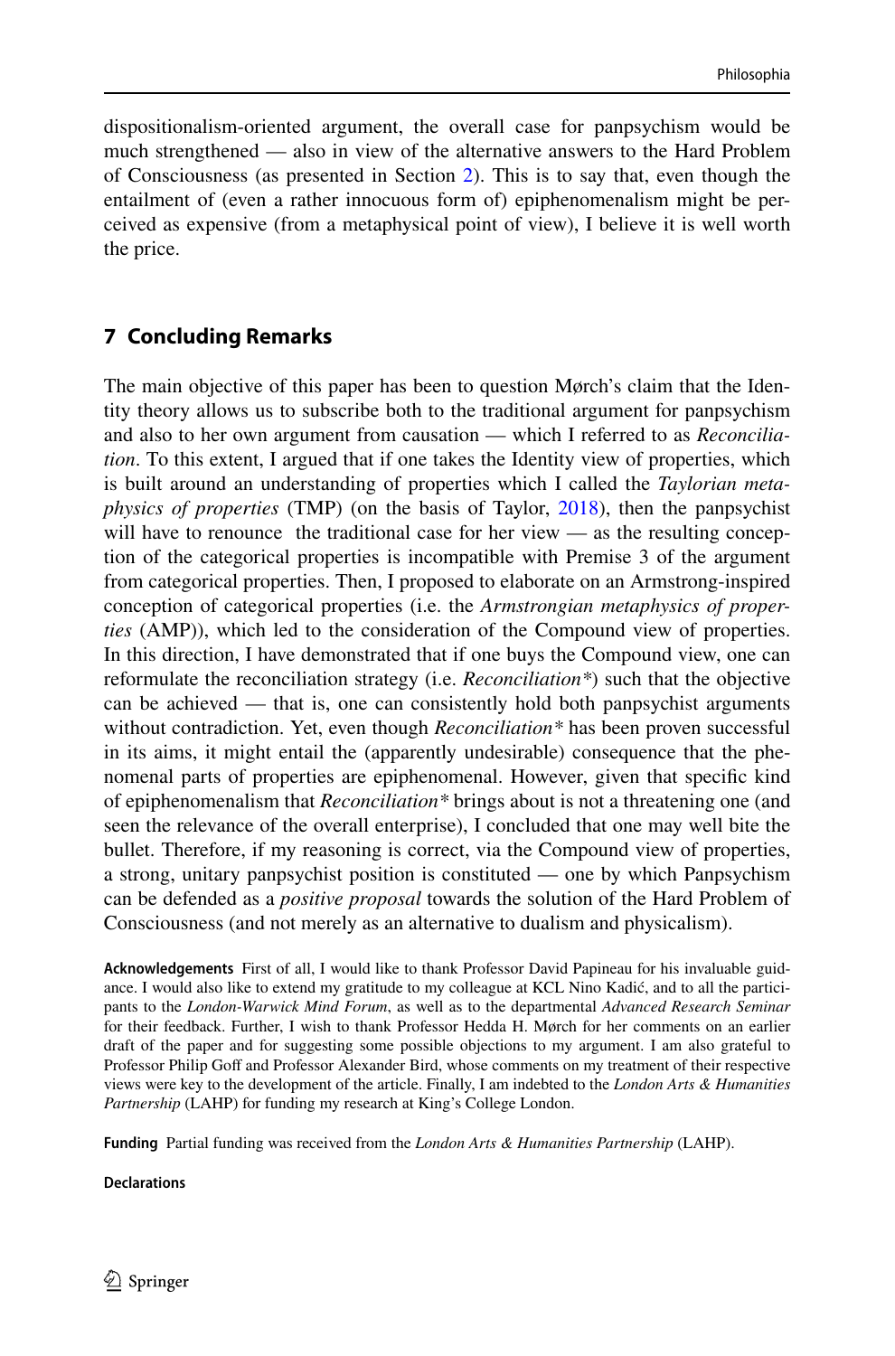dispositionalism-oriented argument, the overall case for panpsychism would be much strengthened — also in view of the alternative answers to the Hard Problem of Consciousness (as presented in Section 2). This is to say that, even though the entailment of (even a rather innocuous form of) epiphenomenalism might be perceived as expensive (from a metaphysical point of view), I believe it is well worth the price.

## 7 Concluding Remarks

The main objective of this paper has been to question Mørch's claim that the Identity theory allows us to subscribe both to the traditional argument for panpsychism and also to her own argument from causation — which I referred to as *Reconciliation*. To this extent, I argued that if one takes the Identity view of properties, which is built around an understanding of properties which I called the *Taylorian metaphysics of properties* (TMP) (on the basis of Taylor, 2018), then the panpsychist will have to renounce the traditional case for her view — as the resulting conception of the categorical properties is incompatible with Premise 3 of the argument from categorical properties. Then, I proposed to elaborate on an Armstrong-inspired conception of categorical properties (i.e. the *Armstrongian metaphysics of properties* (AMP)), which led to the consideration of the Compound view of properties. In this direction, I have demonstrated that if one buys the Compound view, one can reformulate the reconciliation strategy (i.e. *Reconciliation\**) such that the objective can be achieved — that is, one can consistently hold both panpsychist arguments without contradiction. Yet, even though *Reconciliation\** has been proven successful in its aims, it might entail the (apparently undesirable) consequence that the phenomenal parts of properties are epiphenomenal. However, given that specific kind of epiphenomenalism that *Reconciliation\** brings about is not a threatening one (and seen the relevance of the overall enterprise), I concluded that one may well bite the bullet. Therefore, if my reasoning is correct, via the Compound view of properties, a strong, unitary panpsychist position is constituted — one by which Panpsychism can be defended as a *positive proposal* towards the solution of the Hard Problem of Consciousness (and not merely as an alternative to dualism and physicalism).

**Acknowledgements** First of all, I would like to thank Professor David Papineau for his invaluable guidance. I would also like to extend my gratitude to my colleague at KCL Nino Kadić, and to all the participants to the *London-Warwick Mind Forum*, as well as to the departmental *Advanced Research Seminar* for their feedback. Further, I wish to thank Professor Hedda H. Mørch for her comments on an earlier draft of the paper and for suggesting some possible objections to my argument. I am also grateful to Professor Philip Goff and Professor Alexander Bird, whose comments on my treatment of their respective views were key to the development of the article. Finally, I am indebted to the *London Arts & Humanities Partnership* (LAHP) for funding my research at King's College London.

**Funding** Partial funding was received from the *London Arts & Humanities Partnership* (LAHP).

**Declarations**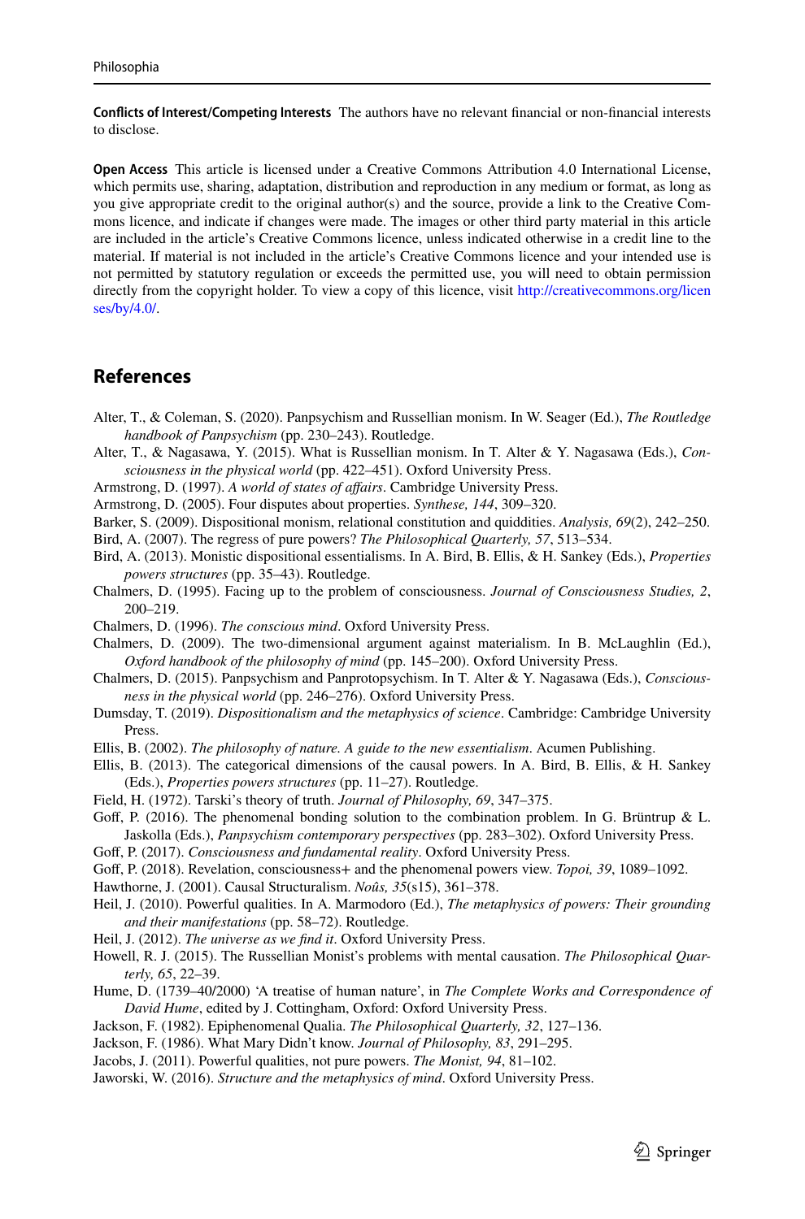**Conflicts of Interest/Competing Interests** The authors have no relevant financial or non-financial interests to disclose.

**Open Access** This article is licensed under a Creative Commons Attribution 4.0 International License, which permits use, sharing, adaptation, distribution and reproduction in any medium or format, as long as you give appropriate credit to the original author(s) and the source, provide a link to the Creative Commons licence, and indicate if changes were made. The images or other third party material in this article are included in the article's Creative Commons licence, unless indicated otherwise in a credit line to the material. If material is not included in the article's Creative Commons licence and your intended use is not permitted by statutory regulation or exceeds the permitted use, you will need to obtain permission directly from the copyright holder. To view a copy of this licence, visit http://creativecommons.org/licenses/by/4.0/.

## References

Alter, T., & Coleman, S. (2020). Panpsychism and Russellian monism. In W. Seager (Ed.), *The Routledge handbook of Panpsychism* (pp. 230–243). Routledge.

Alter, T., & Nagasawa, Y. (2015). What is Russellian monism. In T. Alter & Y. Nagasawa (Eds.), *Consciousness in the physical world* (pp. 422–451). Oxford University Press.

Armstrong, D. (1997). *A world of states of affairs*. Cambridge University Press.

Armstrong, D. (2005). Four disputes about properties. *Synthese, 144*, 309–320.

Barker, S. (2009). Dispositional monism, relational constitution and quiddities. *Analysis, 69*(2), 242–250.

Bird, A. (2007). The regress of pure powers? *The Philosophical Quarterly, 57*, 513–534.

Bird, A. (2013). Monistic dispositional essentialisms. In A. Bird, B. Ellis, & H. Sankey (Eds.), *Properties powers structures* (pp. 35–43). Routledge.

Chalmers, D. (1995). Facing up to the problem of consciousness. *Journal of Consciousness Studies, 2*, 200–219.

Chalmers, D. (1996). *The conscious mind*. Oxford University Press.

Chalmers, D. (2009). The two-dimensional argument against materialism. In B. McLaughlin (Ed.), *Oxford handbook of the philosophy of mind* (pp. 145–200). Oxford University Press.

Chalmers, D. (2015). Panpsychism and Panprotopsychism. In T. Alter & Y. Nagasawa (Eds.), *Consciousness in the physical world* (pp. 246–276). Oxford University Press.

Dumsday, T. (2019). *Dispositionalism and the metaphysics of science*. Cambridge: Cambridge University Press.

Ellis, B. (2002). *The philosophy of nature. A guide to the new essentialism*. Acumen Publishing.

Ellis, B. (2013). The categorical dimensions of the causal powers. In A. Bird, B. Ellis, & H. Sankey (Eds.), *Properties powers structures* (pp. 11–27). Routledge.

Field, H. (1972). Tarski's theory of truth. *Journal of Philosophy, 69*, 347–375.

Goff, P. (2016). The phenomenal bonding solution to the combination problem. In G. Brüntrup & L. Jaskolla (Eds.), *Panpsychism contemporary perspectives* (pp. 283–302). Oxford University Press.

Goff, P. (2017). *Consciousness and fundamental reality*. Oxford University Press.

Goff, P. (2018). Revelation, consciousness+ and the phenomenal powers view. *Topoi, 39*, 1089–1092.

Hawthorne, J. (2001). Causal Structuralism. *Noûs, 35*(s15), 361–378.

Heil, J. (2010). Powerful qualities. In A. Marmodoro (Ed.), *The metaphysics of powers: Their grounding and their manifestations* (pp. 58–72). Routledge.

Heil, J. (2012). *The universe as we find it*. Oxford University Press.

Howell, R. J. (2015). The Russellian Monist's problems with mental causation. *The Philosophical Quarterly, 65*, 22–39.

Hume, D. (1739–40/2000) 'A treatise of human nature', in *The Complete Works and Correspondence of David Hume*, edited by J. Cottingham, Oxford: Oxford University Press.

Jackson, F. (1982). Epiphenomenal Qualia. *The Philosophical Quarterly, 32*, 127–136.

Jackson, F. (1986). What Mary Didn't know. *Journal of Philosophy, 83*, 291–295.

Jacobs, J. (2011). Powerful qualities, not pure powers. *The Monist, 94*, 81–102.

Jaworski, W. (2016). *Structure and the metaphysics of mind*. Oxford University Press.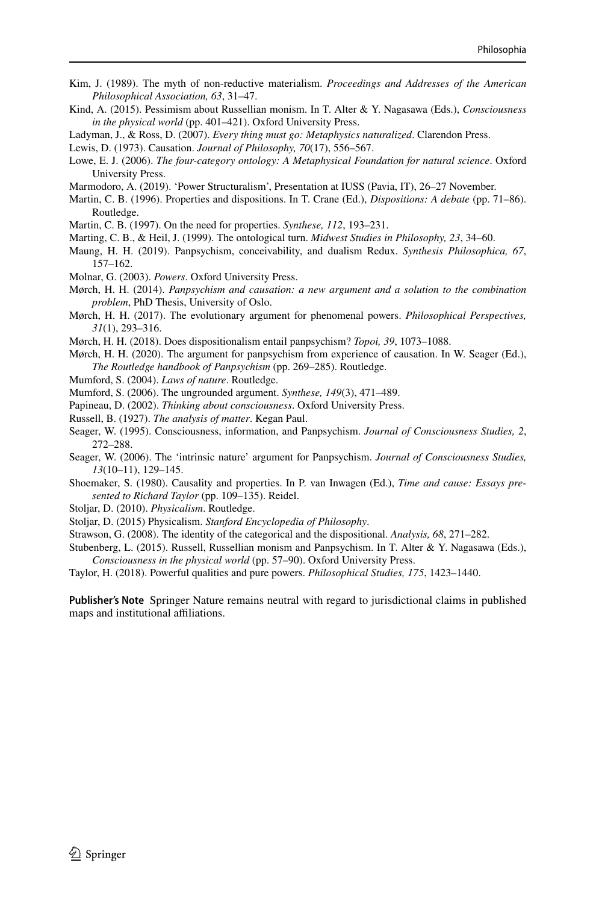Kim, J. (1989). The myth of non-reductive materialism. *Proceedings and Addresses of the American Philosophical Association, 63*, 31–47.

Kind, A. (2015). Pessimism about Russellian monism. In T. Alter & Y. Nagasawa (Eds.), *Consciousness in the physical world* (pp. 401–421). Oxford University Press.

Ladyman, J., & Ross, D. (2007). *Every thing must go: Metaphysics naturalized*. Clarendon Press.

Lewis, D. (1973). Causation. *Journal of Philosophy, 70*(17), 556–567.

Lowe, E. J. (2006). *The four-category ontology: A Metaphysical Foundation for natural science*. Oxford University Press.

Marmodoro, A. (2019). 'Power Structuralism', Presentation at IUSS (Pavia, IT), 26–27 November.

Martin, C. B. (1996). Properties and dispositions. In T. Crane (Ed.), *Dispositions: A debate* (pp. 71–86). Routledge.

Martin, C. B. (1997). On the need for properties. *Synthese, 112*, 193–231.

Marting, C. B., & Heil, J. (1999). The ontological turn. *Midwest Studies in Philosophy, 23*, 34–60.

Maung, H. H. (2019). Panpsychism, conceivability, and dualism Redux. *Synthesis Philosophica, 67*, 157–162.

Molnar, G. (2003). *Powers*. Oxford University Press.

Mørch, H. H. (2014). *Panpsychism and causation: a new argument and a solution to the combination problem*, PhD Thesis, University of Oslo.

Mørch, H. H. (2017). The evolutionary argument for phenomenal powers. *Philosophical Perspectives, 31*(1), 293–316.

Mørch, H. H. (2018). Does dispositionalism entail panpsychism? *Topoi, 39*, 1073–1088.

Mørch, H. H. (2020). The argument for panpsychism from experience of causation. In W. Seager (Ed.), *The Routledge handbook of Panpsychism* (pp. 269–285). Routledge.

Mumford, S. (2004). *Laws of nature*. Routledge.

Mumford, S. (2006). The ungrounded argument. *Synthese, 149*(3), 471–489.

Papineau, D. (2002). *Thinking about consciousness*. Oxford University Press.

Russell, B. (1927). *The analysis of matter*. Kegan Paul.

Seager, W. (1995). Consciousness, information, and Panpsychism. *Journal of Consciousness Studies, 2*, 272–288.

Seager, W. (2006). The 'intrinsic nature' argument for Panpsychism. *Journal of Consciousness Studies, 13*(10–11), 129–145.

Shoemaker, S. (1980). Causality and properties. In P. van Inwagen (Ed.), *Time and cause: Essays presented to Richard Taylor* (pp. 109–135). Reidel.

Stoljar, D. (2010). *Physicalism*. Routledge.

Stoljar, D. (2015) Physicalism. *Stanford Encyclopedia of Philosophy*.

Strawson, G. (2008). The identity of the categorical and the dispositional. *Analysis, 68*, 271–282.

Stubenberg, L. (2015). Russell, Russellian monism and Panpsychism. In T. Alter & Y. Nagasawa (Eds.), *Consciousness in the physical world* (pp. 57–90). Oxford University Press.

Taylor, H. (2018). Powerful qualities and pure powers. *Philosophical Studies, 175*, 1423–1440.

**Publisher's Note** Springer Nature remains neutral with regard to jurisdictional claims in published maps and institutional affiliations.